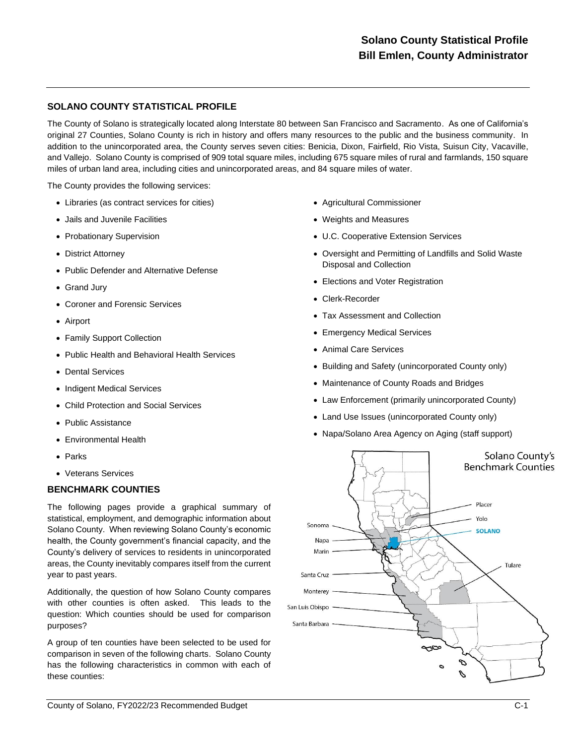## SOLANO COUNTY STATISTICAL PROFILE

The County of Solano is strategically located along Interstate 80 between San Francisco and Sacramento. As one of California's original 27 Counties, Solano County is rich in history and offers many resources to the public and the business community. In addition to the unincorporated area, the County serves seven cities: Benicia, Dixon, Fairfield, Rio Vista, Suisun City, Vacaville, and Vallejo. Solano County is comprised of 909 total square miles, including 675 square miles of rural and farmlands, 150 square miles of urban land area, including cities and unincorporated areas, and 84 square miles of water.

The County provides the following services:

- Libraries (as contract services for cities)
- Jails and Juvenile Facilities
- Probationary Supervision
- District Attorney
- Public Defender and Alternative Defense
- Grand Jury
- Coroner and Forensic Services
- Airport
- Family Support Collection
- Public Health and Behavioral Health Services
- Dental Services
- Indigent Medical Services
- Child Protection and Social Services
- Public Assistance
- Environmental Health
- Parks
- Veterans Services
- Agricultural Commissioner
- Weights and Measures
- U.C. Cooperative Extension Services
- Oversight and Permitting of Landfills and Solid Waste Disposal and Collection
- Elections and Voter Registration
- Clerk-Recorder
- Tax Assessment and Collection
- Emergency Medical Services
- Animal Care Services
- Building and Safety (unincorporated County only)
- Maintenance of County Roads and Bridges
- Law Enforcement (primarily unincorporated County)
- Land Use Issues (unincorporated County only)
- Napa/Solano Area Agency on Aging (staff support)

## BENCHMARK COUNTIES

The following pages provide a graphical summary of statistical, employment, and demographic information about Solano County. When reviewing Solano County's economic health, the County government's financial capacity, and the County's delivery of services to residents in unincorporated areas, the County inevitably compares itself from the current year to past years.

Additionally, the question of how Solano County compares with other counties is often asked. This leads to the question: Which counties should be used for comparison purposes?

A group of ten counties have been selected to be used for comparison in seven of the following charts. Solano County has the following characteristics in common with each of these counties:

Solano County's Benchmark Counties

Placer, Yolo, SOLANO, Tulare, Sonoma, Napa, Marin, Santa Cruz, Monterey, San Luis Obispo, Santa Barbara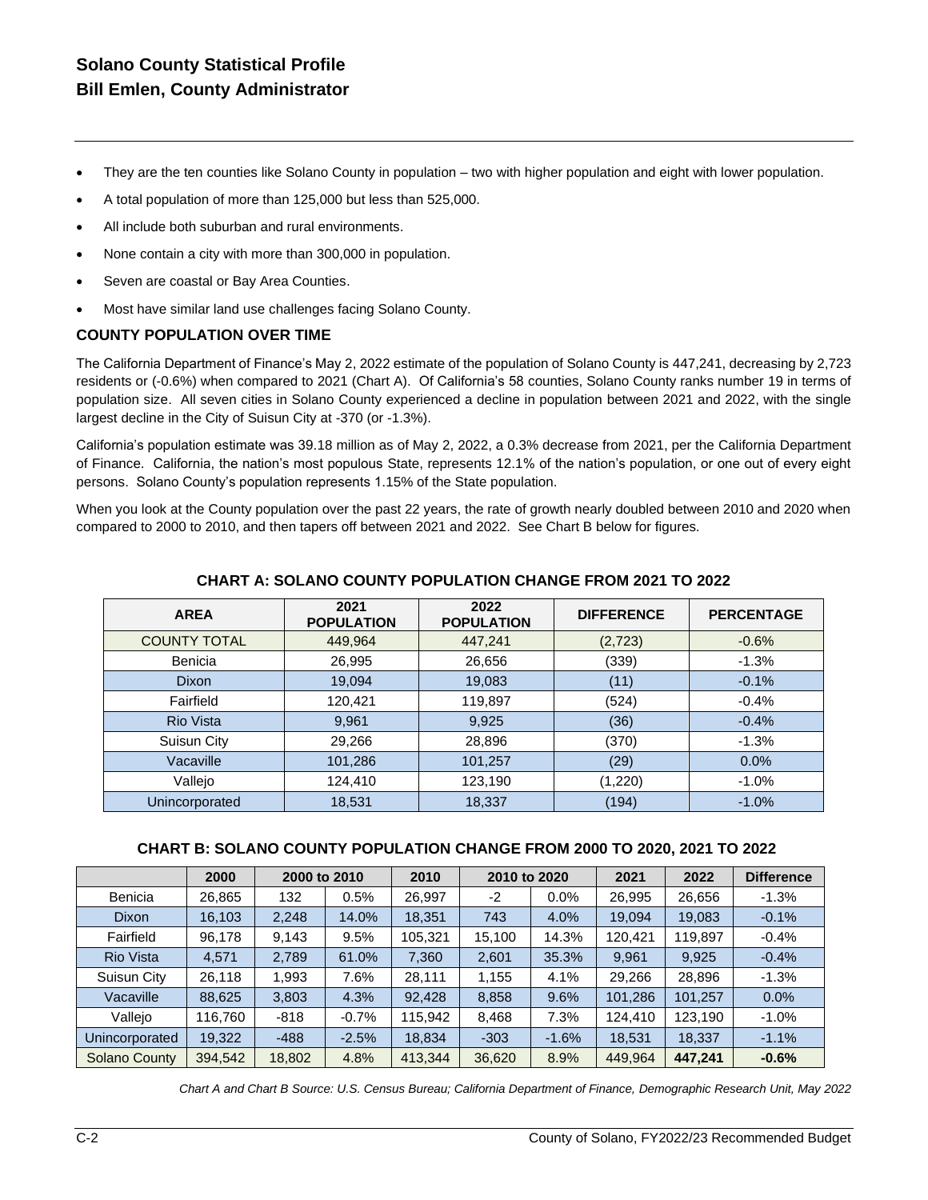- They are the ten counties like Solano County in population – two with higher population and eight with lower population.
- A total population of more than 125,000 but less than 525,000.
- All include both suburban and rural environments.
- None contain a city with more than 300,000 in population.
- Seven are coastal or Bay Area Counties.
- Most have similar land use challenges facing Solano County.

## COUNTY POPULATION OVER TIME

The California Department of Finance's May 2, 2022 estimate of the population of Solano County is 447,241, decreasing by 2,723 residents or (-0.6%) when compared to 2021 (Chart A). Of California's 58 counties, Solano County ranks number 19 in terms of population size. All seven cities in Solano County experienced a decline in population between 2021 and 2022, with the single largest decline in the City of Suisun City at -370 (or -1.3%).

California's population estimate was 39.18 million as of May 2, 2022, a 0.3% decrease from 2021, per the California Department of Finance. California, the nation's most populous State, represents 12.1% of the nation's population, or one out of every eight persons. Solano County's population represents 1.15% of the State population.

When you look at the County population over the past 22 years, the rate of growth nearly doubled between 2010 and 2020 when compared to 2000 to 2010, and then tapers off between 2021 and 2022. See Chart B below for figures.

### CHART A: SOLANO COUNTY POPULATION CHANGE FROM 2021 TO 2022

| AREA | 2021 POPULATION | 2022 POPULATION | DIFFERENCE | PERCENTAGE |
|---|---|---|---|---|
| COUNTY TOTAL | 449,964 | 447,241 | (2,723) | -0.6% |
| Benicia | 26,995 | 26,656 | (339) | -1.3% |
| Dixon | 19,094 | 19,083 | (11) | -0.1% |
| Fairfield | 120,421 | 119,897 | (524) | -0.4% |
| Rio Vista | 9,961 | 9,925 | (36) | -0.4% |
| Suisun City | 29,266 | 28,896 | (370) | -1.3% |
| Vacaville | 101,286 | 101,257 | (29) | 0.0% |
| Vallejo | 124,410 | 123,190 | (1,220) | -1.0% |
| Unincorporated | 18,531 | 18,337 | (194) | -1.0% |

### CHART B: SOLANO COUNTY POPULATION CHANGE FROM 2000 TO 2020, 2021 TO 2022

| | 2000 | 2000 to 2010 | | 2010 | 2010 to 2020 | | 2021 | 2022 | Difference |
|---|---|---|---|---|---|---|---|---|---|
| Benicia | 26,865 | 132 | 0.5% | 26,997 | -2 | 0.0% | 26,995 | 26,656 | -1.3% |
| Dixon | 16,103 | 2,248 | 14.0% | 18,351 | 743 | 4.0% | 19,094 | 19,083 | -0.1% |
| Fairfield | 96,178 | 9,143 | 9.5% | 105,321 | 15,100 | 14.3% | 120,421 | 119,897 | -0.4% |
| Rio Vista | 4,571 | 2,789 | 61.0% | 7,360 | 2,601 | 35.3% | 9,961 | 9,925 | -0.4% |
| Suisun City | 26,118 | 1,993 | 7.6% | 28,111 | 1,155 | 4.1% | 29,266 | 28,896 | -1.3% |
| Vacaville | 88,625 | 3,803 | 4.3% | 92,428 | 8,858 | 9.6% | 101,286 | 101,257 | 0.0% |
| Vallejo | 116,760 | -818 | -0.7% | 115,942 | 8,468 | 7.3% | 124,410 | 123,190 | -1.0% |
| Unincorporated | 19,322 | -488 | -2.5% | 18,834 | -303 | -1.6% | 18,531 | 18,337 | -1.1% |
| Solano County | 394,542 | 18,802 | 4.8% | 413,344 | 36,620 | 8.9% | 449,964 | **447,241** | **-0.6%** |

*Chart A and Chart B Source: U.S. Census Bureau; California Department of Finance, Demographic Research Unit, May 2022*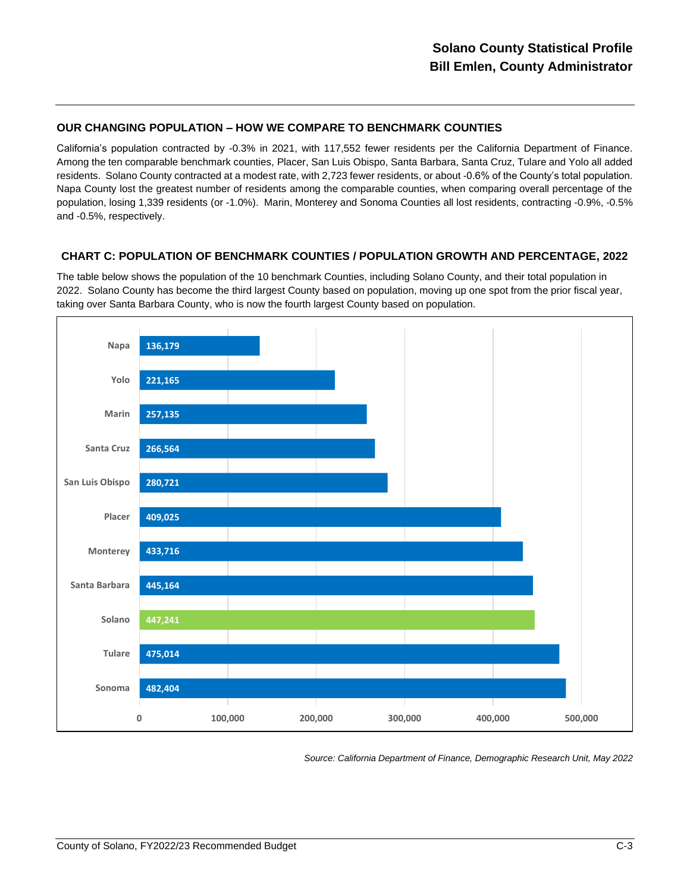## OUR CHANGING POPULATION – HOW WE COMPARE TO BENCHMARK COUNTIES

California's population contracted by -0.3% in 2021, with 117,552 fewer residents per the California Department of Finance. Among the ten comparable benchmark counties, Placer, San Luis Obispo, Santa Barbara, Santa Cruz, Tulare and Yolo all added residents. Solano County contracted at a modest rate, with 2,723 fewer residents, or about -0.6% of the County's total population. Napa County lost the greatest number of residents among the comparable counties, when comparing overall percentage of the population, losing 1,339 residents (or -1.0%). Marin, Monterey and Sonoma Counties all lost residents, contracting -0.9%, -0.5% and -0.5%, respectively.

## CHART C: POPULATION OF BENCHMARK COUNTIES / POPULATION GROWTH AND PERCENTAGE, 2022

The table below shows the population of the 10 benchmark Counties, including Solano County, and their total population in 2022. Solano County has become the third largest County based on population, moving up one spot from the prior fiscal year, taking over Santa Barbara County, who is now the fourth largest County based on population.

| County | Population |
|---|---|
| Napa | 136,179 |
| Yolo | 221,165 |
| Marin | 257,135 |
| Santa Cruz | 266,564 |
| San Luis Obispo | 280,721 |
| Placer | 409,025 |
| Monterey | 433,716 |
| Santa Barbara | 445,164 |
| Solano | 447,241 |
| Tulare | 475,014 |
| Sonoma | 482,404 |

*Source: California Department of Finance, Demographic Research Unit, May 2022*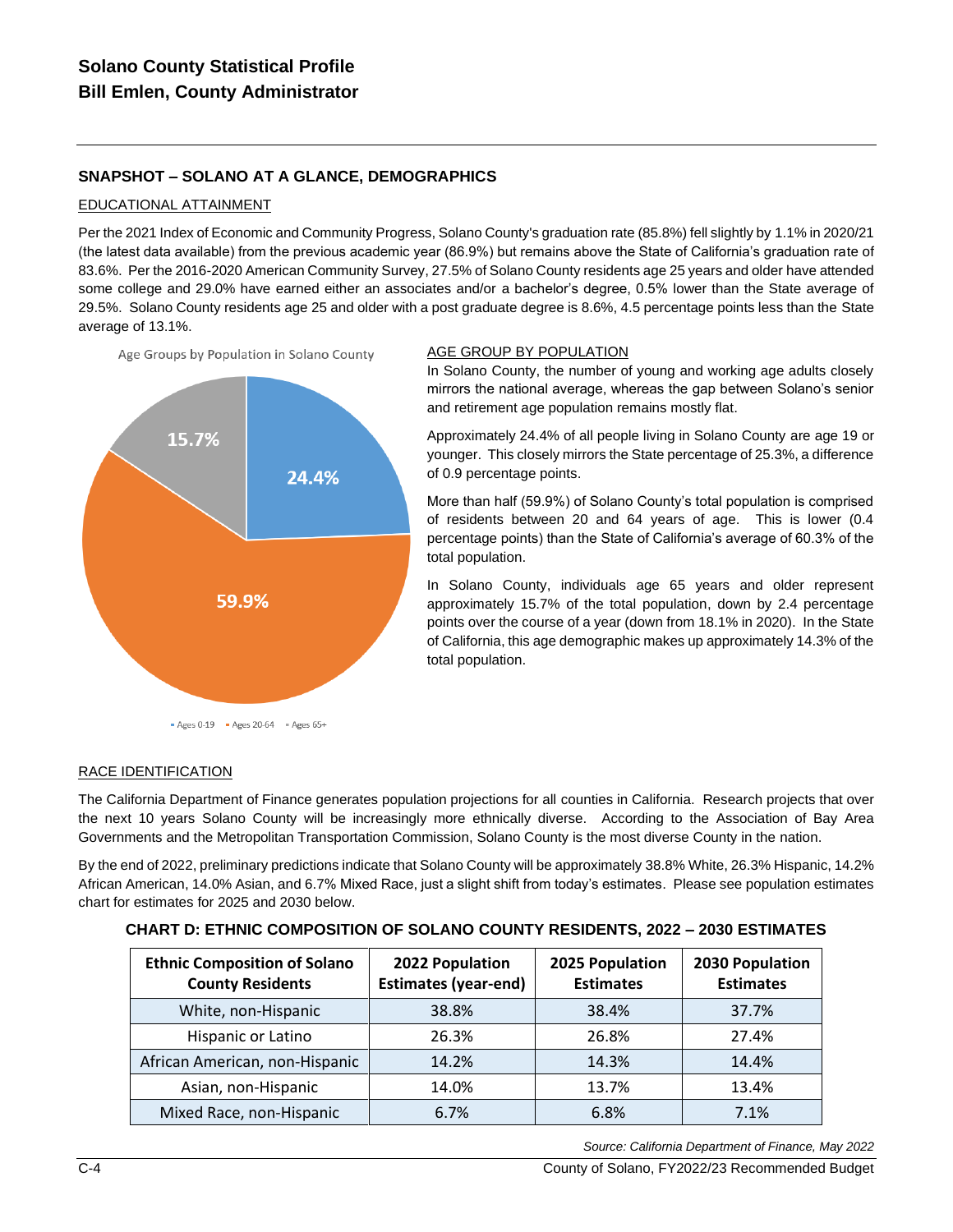# Solano County Statistical Profile
## Bill Emlen, County Administrator

### SNAPSHOT – SOLANO AT A GLANCE, DEMOGRAPHICS

#### EDUCATIONAL ATTAINMENT

Per the 2021 Index of Economic and Community Progress, Solano County's graduation rate (85.8%) fell slightly by 1.1% in 2020/21 (the latest data available) from the previous academic year (86.9%) but remains above the State of California's graduation rate of 83.6%. Per the 2016-2020 American Community Survey, 27.5% of Solano County residents age 25 years and older have attended some college and 29.0% have earned either an associates and/or a bachelor's degree, 0.5% lower than the State average of 29.5%. Solano County residents age 25 and older with a post graduate degree is 8.6%, 4.5 percentage points less than the State average of 13.1%.

Age Groups by Population in Solano County

| Age Group | Share |
|---|---|
| Ages 0-19 | 24.4% |
| Ages 20-64 | 59.9% |
| Ages 65+ | 15.7% |

#### AGE GROUP BY POPULATION

In Solano County, the number of young and working age adults closely mirrors the national average, whereas the gap between Solano's senior and retirement age population remains mostly flat.

Approximately 24.4% of all people living in Solano County are age 19 or younger. This closely mirrors the State percentage of 25.3%, a difference of 0.9 percentage points.

More than half (59.9%) of Solano County's total population is comprised of residents between 20 and 64 years of age. This is lower (0.4 percentage points) than the State of California's average of 60.3% of the total population.

In Solano County, individuals age 65 years and older represent approximately 15.7% of the total population, down by 2.4 percentage points over the course of a year (down from 18.1% in 2020). In the State of California, this age demographic makes up approximately 14.3% of the total population.

#### RACE IDENTIFICATION

The California Department of Finance generates population projections for all counties in California. Research projects that over the next 10 years Solano County will be increasingly more ethnically diverse. According to the Association of Bay Area Governments and the Metropolitan Transportation Commission, Solano County is the most diverse County in the nation.

By the end of 2022, preliminary predictions indicate that Solano County will be approximately 38.8% White, 26.3% Hispanic, 14.2% African American, 14.0% Asian, and 6.7% Mixed Race, just a slight shift from today's estimates. Please see population estimates chart for estimates for 2025 and 2030 below.

**CHART D: ETHNIC COMPOSITION OF SOLANO COUNTY RESIDENTS, 2022 – 2030 ESTIMATES**

| Ethnic Composition of Solano County Residents | 2022 Population Estimates (year-end) | 2025 Population Estimates | 2030 Population Estimates |
|---|---|---|---|
| White, non-Hispanic | 38.8% | 38.4% | 37.7% |
| Hispanic or Latino | 26.3% | 26.8% | 27.4% |
| African American, non-Hispanic | 14.2% | 14.3% | 14.4% |
| Asian, non-Hispanic | 14.0% | 13.7% | 13.4% |
| Mixed Race, non-Hispanic | 6.7% | 6.8% | 7.1% |

*Source: California Department of Finance, May 2022*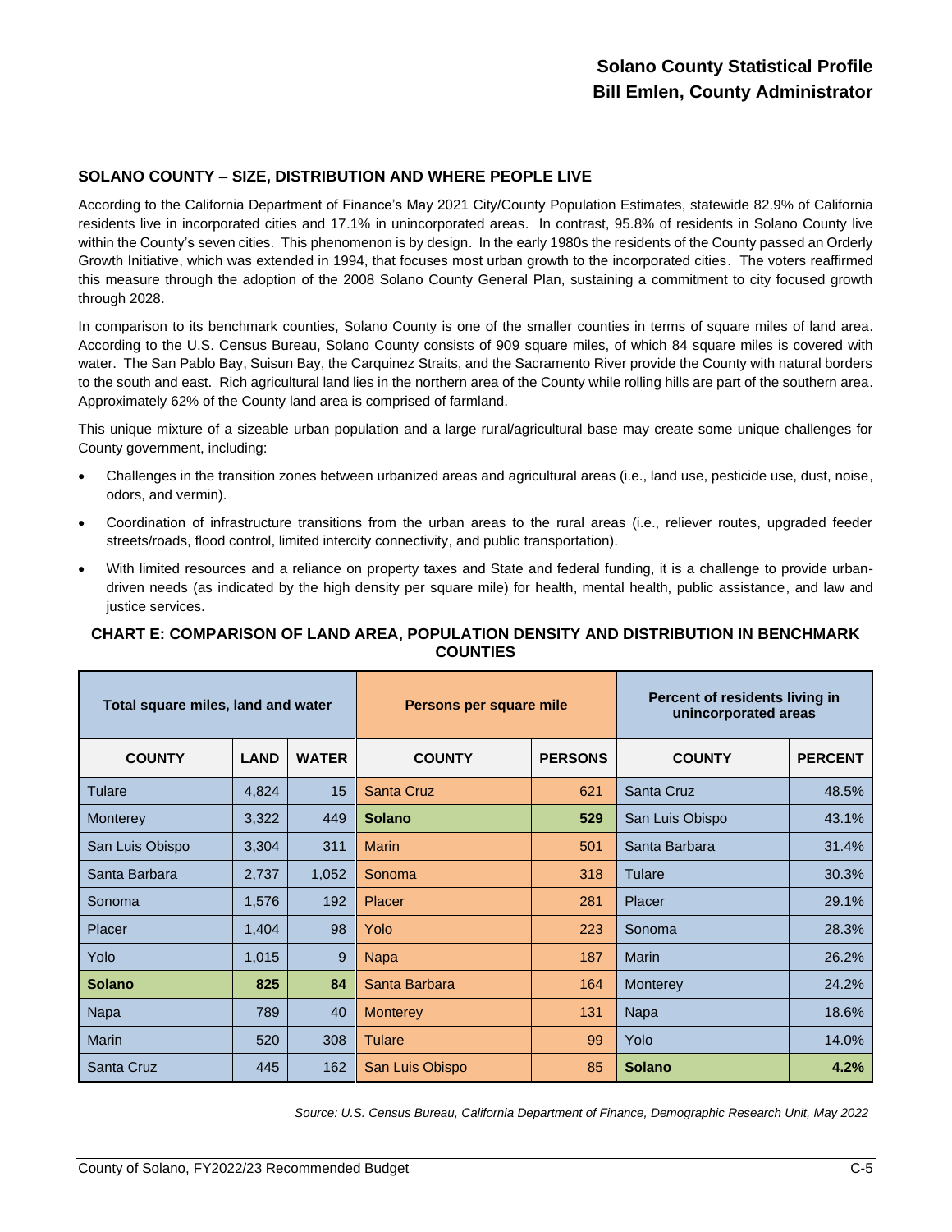## SOLANO COUNTY – SIZE, DISTRIBUTION AND WHERE PEOPLE LIVE

According to the California Department of Finance's May 2021 City/County Population Estimates, statewide 82.9% of California residents live in incorporated cities and 17.1% in unincorporated areas. In contrast, 95.8% of residents in Solano County live within the County's seven cities. This phenomenon is by design. In the early 1980s the residents of the County passed an Orderly Growth Initiative, which was extended in 1994, that focuses most urban growth to the incorporated cities. The voters reaffirmed this measure through the adoption of the 2008 Solano County General Plan, sustaining a commitment to city focused growth through 2028.

In comparison to its benchmark counties, Solano County is one of the smaller counties in terms of square miles of land area. According to the U.S. Census Bureau, Solano County consists of 909 square miles, of which 84 square miles is covered with water. The San Pablo Bay, Suisun Bay, the Carquinez Straits, and the Sacramento River provide the County with natural borders to the south and east. Rich agricultural land lies in the northern area of the County while rolling hills are part of the southern area. Approximately 62% of the County land area is comprised of farmland.

This unique mixture of a sizeable urban population and a large rural/agricultural base may create some unique challenges for County government, including:

- Challenges in the transition zones between urbanized areas and agricultural areas (i.e., land use, pesticide use, dust, noise, odors, and vermin).
- Coordination of infrastructure transitions from the urban areas to the rural areas (i.e., reliever routes, upgraded feeder streets/roads, flood control, limited intercity connectivity, and public transportation).
- With limited resources and a reliance on property taxes and State and federal funding, it is a challenge to provide urban-driven needs (as indicated by the high density per square mile) for health, mental health, public assistance, and law and justice services.

### CHART E: COMPARISON OF LAND AREA, POPULATION DENSITY AND DISTRIBUTION IN BENCHMARK COUNTIES

| Total square miles, land and water | | | Persons per square mile | | Percent of residents living in unincorporated areas | |
|---|---|---|---|---|---|---|
| **COUNTY** | **LAND** | **WATER** | **COUNTY** | **PERSONS** | **COUNTY** | **PERCENT** |
| Tulare | 4,824 | 15 | Santa Cruz | 621 | Santa Cruz | 48.5% |
| Monterey | 3,322 | 449 | **Solano** | **529** | San Luis Obispo | 43.1% |
| San Luis Obispo | 3,304 | 311 | Marin | 501 | Santa Barbara | 31.4% |
| Santa Barbara | 2,737 | 1,052 | Sonoma | 318 | Tulare | 30.3% |
| Sonoma | 1,576 | 192 | Placer | 281 | Placer | 29.1% |
| Placer | 1,404 | 98 | Yolo | 223 | Sonoma | 28.3% |
| Yolo | 1,015 | 9 | Napa | 187 | Marin | 26.2% |
| **Solano** | **825** | **84** | Santa Barbara | 164 | Monterey | 24.2% |
| Napa | 789 | 40 | Monterey | 131 | Napa | 18.6% |
| Marin | 520 | 308 | Tulare | 99 | Yolo | 14.0% |
| Santa Cruz | 445 | 162 | San Luis Obispo | 85 | **Solano** | **4.2%** |

*Source: U.S. Census Bureau, California Department of Finance, Demographic Research Unit, May 2022*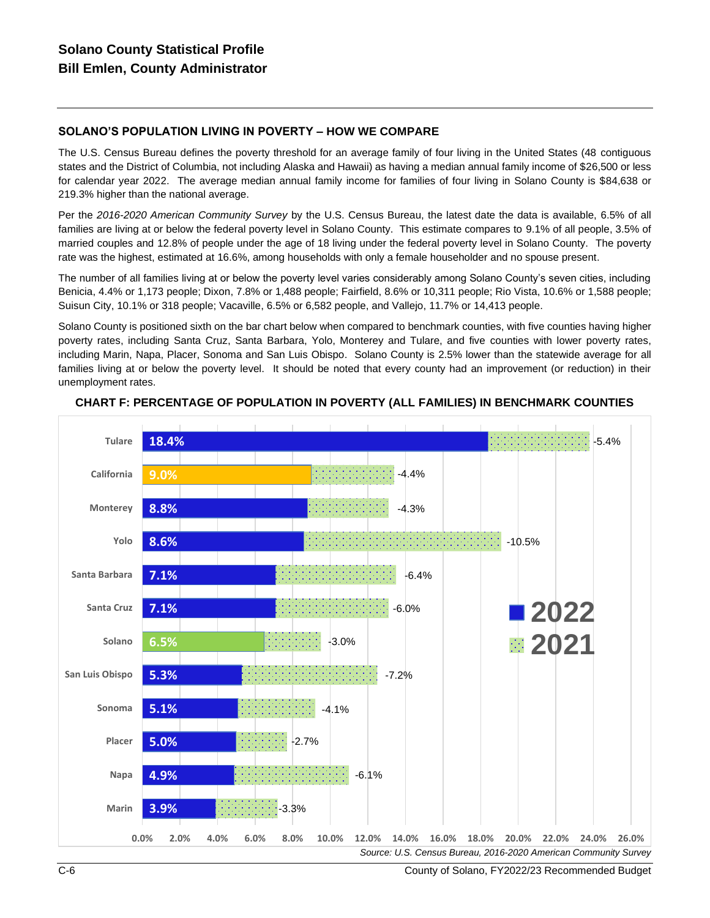## SOLANO'S POPULATION LIVING IN POVERTY – HOW WE COMPARE

The U.S. Census Bureau defines the poverty threshold for an average family of four living in the United States (48 contiguous states and the District of Columbia, not including Alaska and Hawaii) as having a median annual family income of $26,500 or less for calendar year 2022. The average median annual family income for families of four living in Solano County is $84,638 or 219.3% higher than the national average.

Per the *2016-2020 American Community Survey* by the U.S. Census Bureau, the latest date the data is available, 6.5% of all families are living at or below the federal poverty level in Solano County. This estimate compares to 9.1% of all people, 3.5% of married couples and 12.8% of people under the age of 18 living under the federal poverty level in Solano County. The poverty rate was the highest, estimated at 16.6%, among households with only a female householder and no spouse present.

The number of all families living at or below the poverty level varies considerably among Solano County's seven cities, including Benicia, 4.4% or 1,173 people; Dixon, 7.8% or 1,488 people; Fairfield, 8.6% or 10,311 people; Rio Vista, 10.6% or 1,588 people; Suisun City, 10.1% or 318 people; Vacaville, 6.5% or 6,582 people, and Vallejo, 11.7% or 14,413 people.

Solano County is positioned sixth on the bar chart below when compared to benchmark counties, with five counties having higher poverty rates, including Santa Cruz, Santa Barbara, Yolo, Monterey and Tulare, and five counties with lower poverty rates, including Marin, Napa, Placer, Sonoma and San Luis Obispo. Solano County is 2.5% lower than the statewide average for all families living at or below the poverty level. It should be noted that every county had an improvement (or reduction) in their unemployment rates.

### CHART F: PERCENTAGE OF POPULATION IN POVERTY (ALL FAMILIES) IN BENCHMARK COUNTIES

| County | 2022 | Change from 2021 |
|---|---|---|
| Tulare | 18.4% | -5.4% |
| California | 9.0% | -4.4% |
| Monterey | 8.8% | -4.3% |
| Yolo | 8.6% | -10.5% |
| Santa Barbara | 7.1% | -6.4% |
| Santa Cruz | 7.1% | -6.0% |
| Solano | 6.5% | -3.0% |
| San Luis Obispo | 5.3% | -7.2% |
| Sonoma | 5.1% | -4.1% |
| Placer | 5.0% | -2.7% |
| Napa | 4.9% | -6.1% |
| Marin | 3.9% | -3.3% |

*Source: U.S. Census Bureau, 2016-2020 American Community Survey*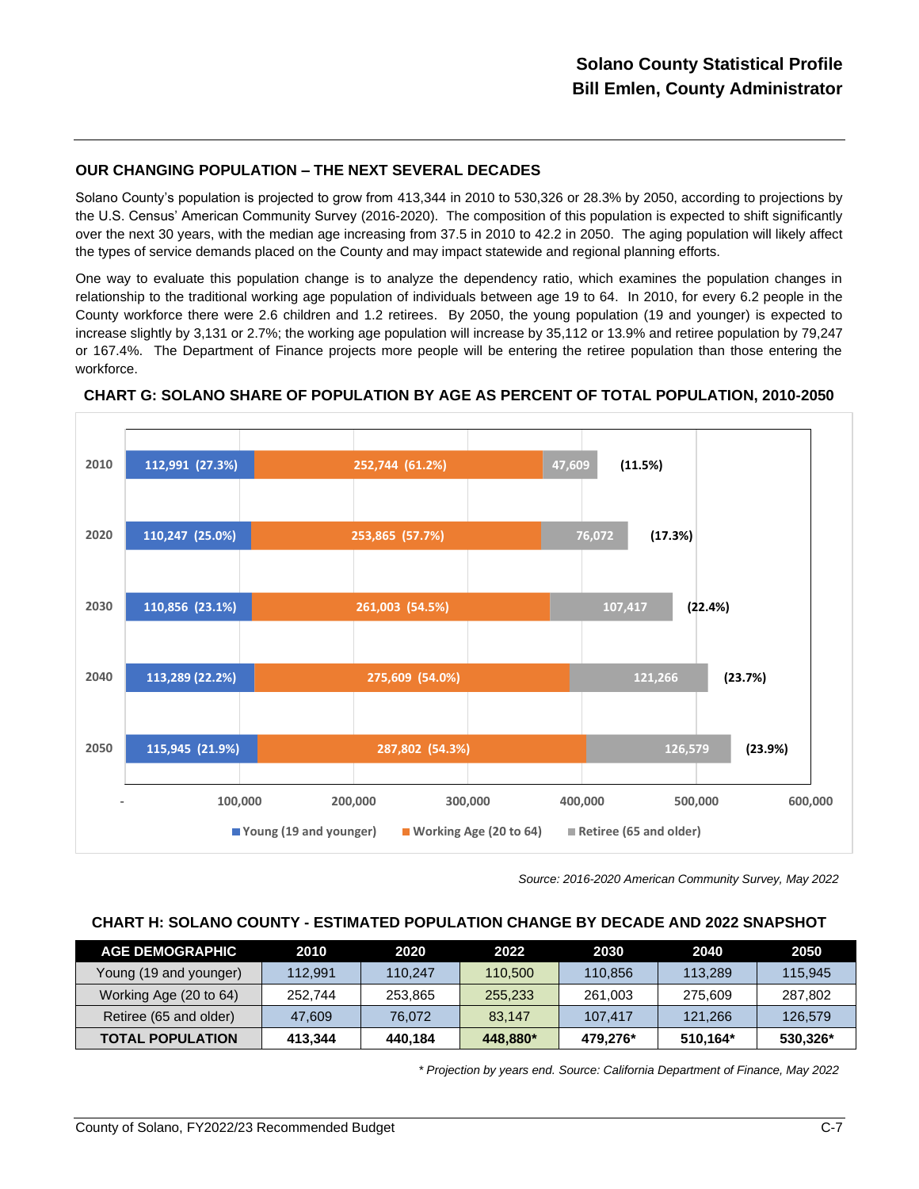## OUR CHANGING POPULATION – THE NEXT SEVERAL DECADES

Solano County's population is projected to grow from 413,344 in 2010 to 530,326 or 28.3% by 2050, according to projections by the U.S. Census' American Community Survey (2016-2020). The composition of this population is expected to shift significantly over the next 30 years, with the median age increasing from 37.5 in 2010 to 42.2 in 2050. The aging population will likely affect the types of service demands placed on the County and may impact statewide and regional planning efforts.

One way to evaluate this population change is to analyze the dependency ratio, which examines the population changes in relationship to the traditional working age population of individuals between age 19 to 64. In 2010, for every 6.2 people in the County workforce there were 2.6 children and 1.2 retirees. By 2050, the young population (19 and younger) is expected to increase slightly by 3,131 or 2.7%; the working age population will increase by 35,112 or 13.9% and retiree population by 79,247 or 167.4%. The Department of Finance projects more people will be entering the retiree population than those entering the workforce.

### CHART G: SOLANO SHARE OF POPULATION BY AGE AS PERCENT OF TOTAL POPULATION, 2010-2050

| Year | Young (19 and younger) | Working Age (20 to 64) | Retiree (65 and older) |
|---|---|---|---|
| 2010 | 112,991 (27.3%) | 252,744 (61.2%) | 47,609 (11.5%) |
| 2020 | 110,247 (25.0%) | 253,865 (57.7%) | 76,072 (17.3%) |
| 2030 | 110,856 (23.1%) | 261,003 (54.5%) | 107,417 (22.4%) |
| 2040 | 113,289 (22.2%) | 275,609 (54.0%) | 121,266 (23.7%) |
| 2050 | 115,945 (21.9%) | 287,802 (54.3%) | 126,579 (23.9%) |

*Source: 2016-2020 American Community Survey, May 2022*

### CHART H: SOLANO COUNTY - ESTIMATED POPULATION CHANGE BY DECADE AND 2022 SNAPSHOT

| AGE DEMOGRAPHIC | 2010 | 2020 | 2022 | 2030 | 2040 | 2050 |
|---|---|---|---|---|---|---|
| Young (19 and younger) | 112,991 | 110,247 | 110,500 | 110,856 | 113,289 | 115,945 |
| Working Age (20 to 64) | 252,744 | 253,865 | 255,233 | 261,003 | 275,609 | 287,802 |
| Retiree (65 and older) | 47,609 | 76,072 | 83,147 | 107,417 | 121,266 | 126,579 |
| **TOTAL POPULATION** | **413,344** | **440,184** | **448,880*** | **479,276*** | **510,164*** | **530,326*** |

*\* Projection by years end. Source: California Department of Finance, May 2022*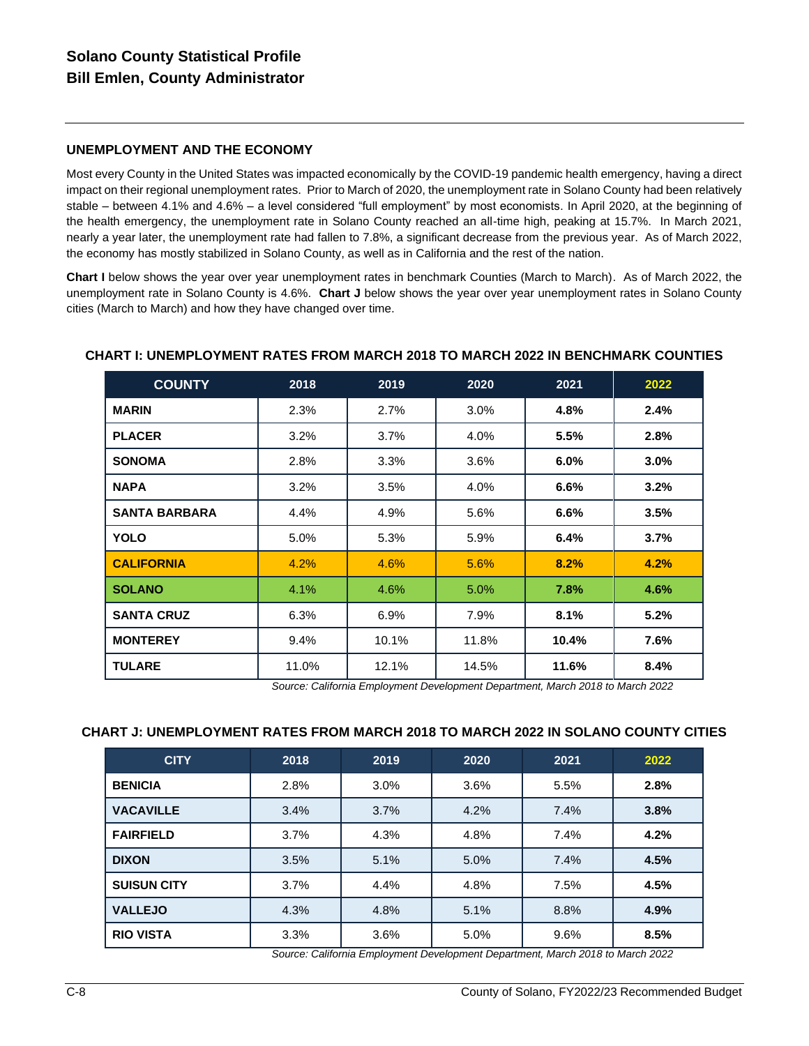# Solano County Statistical Profile
# Bill Emlen, County Administrator

## UNEMPLOYMENT AND THE ECONOMY

Most every County in the United States was impacted economically by the COVID-19 pandemic health emergency, having a direct impact on their regional unemployment rates. Prior to March of 2020, the unemployment rate in Solano County had been relatively stable – between 4.1% and 4.6% – a level considered "full employment" by most economists. In April 2020, at the beginning of the health emergency, the unemployment rate in Solano County reached an all-time high, peaking at 15.7%. In March 2021, nearly a year later, the unemployment rate had fallen to 7.8%, a significant decrease from the previous year. As of March 2022, the economy has mostly stabilized in Solano County, as well as in California and the rest of the nation.

**Chart I** below shows the year over year unemployment rates in benchmark Counties (March to March). As of March 2022, the unemployment rate in Solano County is 4.6%. **Chart J** below shows the year over year unemployment rates in Solano County cities (March to March) and how they have changed over time.

### CHART I: UNEMPLOYMENT RATES FROM MARCH 2018 TO MARCH 2022 IN BENCHMARK COUNTIES

| COUNTY | 2018 | 2019 | 2020 | 2021 | 2022 |
|---|---|---|---|---|---|
| **MARIN** | 2.3% | 2.7% | 3.0% | **4.8%** | **2.4%** |
| **PLACER** | 3.2% | 3.7% | 4.0% | **5.5%** | **2.8%** |
| **SONOMA** | 2.8% | 3.3% | 3.6% | **6.0%** | **3.0%** |
| **NAPA** | 3.2% | 3.5% | 4.0% | **6.6%** | **3.2%** |
| **SANTA BARBARA** | 4.4% | 4.9% | 5.6% | **6.6%** | **3.5%** |
| **YOLO** | 5.0% | 5.3% | 5.9% | **6.4%** | **3.7%** |
| **CALIFORNIA** | 4.2% | 4.6% | 5.6% | **8.2%** | **4.2%** |
| **SOLANO** | 4.1% | 4.6% | 5.0% | **7.8%** | **4.6%** |
| **SANTA CRUZ** | 6.3% | 6.9% | 7.9% | **8.1%** | **5.2%** |
| **MONTEREY** | 9.4% | 10.1% | 11.8% | **10.4%** | **7.6%** |
| **TULARE** | 11.0% | 12.1% | 14.5% | **11.6%** | **8.4%** |

*Source: California Employment Development Department, March 2018 to March 2022*

### CHART J: UNEMPLOYMENT RATES FROM MARCH 2018 TO MARCH 2022 IN SOLANO COUNTY CITIES

| CITY | 2018 | 2019 | 2020 | 2021 | 2022 |
|---|---|---|---|---|---|
| **BENICIA** | 2.8% | 3.0% | 3.6% | 5.5% | **2.8%** |
| **VACAVILLE** | 3.4% | 3.7% | 4.2% | 7.4% | **3.8%** |
| **FAIRFIELD** | 3.7% | 4.3% | 4.8% | 7.4% | **4.2%** |
| **DIXON** | 3.5% | 5.1% | 5.0% | 7.4% | **4.5%** |
| **SUISUN CITY** | 3.7% | 4.4% | 4.8% | 7.5% | **4.5%** |
| **VALLEJO** | 4.3% | 4.8% | 5.1% | 8.8% | **4.9%** |
| **RIO VISTA** | 3.3% | 3.6% | 5.0% | 9.6% | **8.5%** |

*Source: California Employment Development Department, March 2018 to March 2022*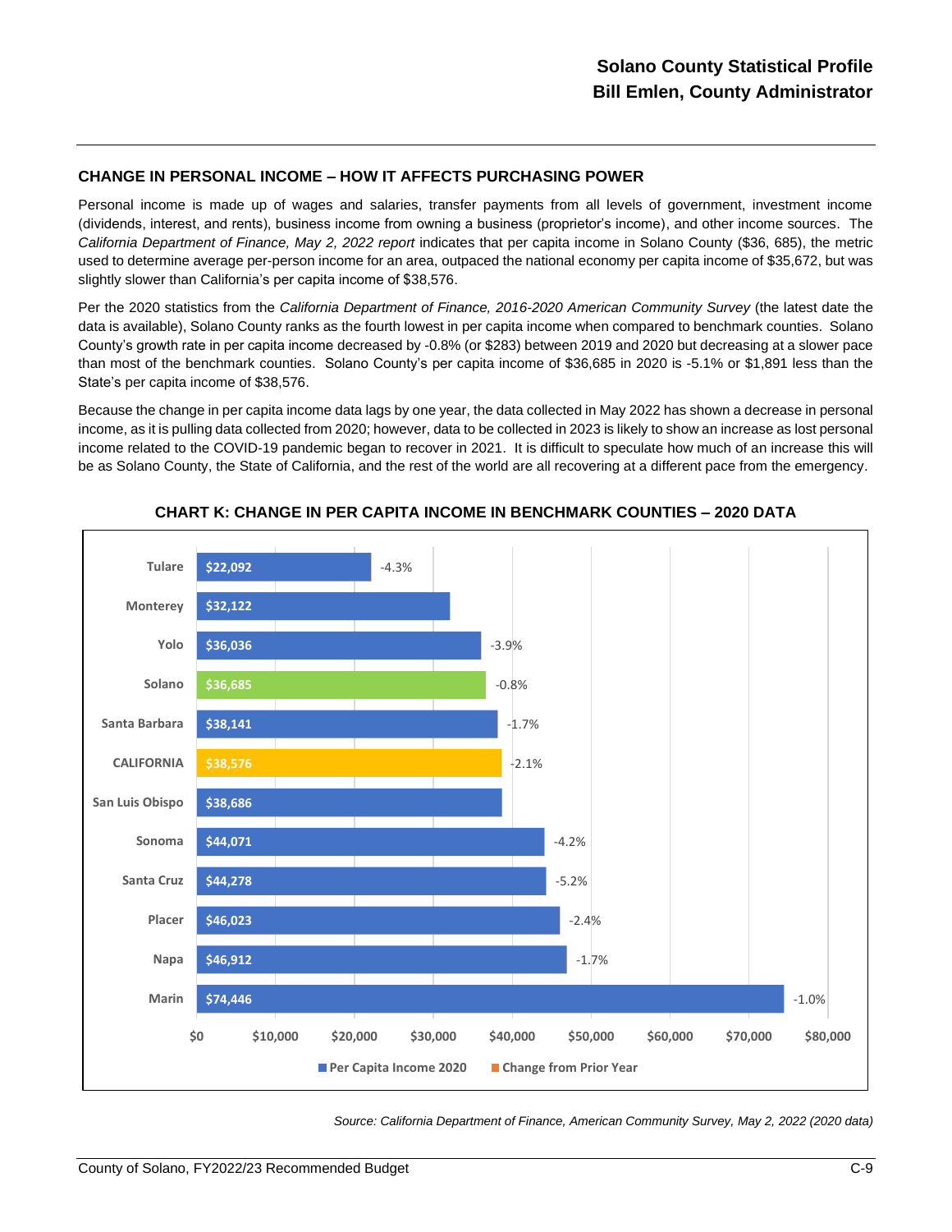## CHANGE IN PERSONAL INCOME – HOW IT AFFECTS PURCHASING POWER

Personal income is made up of wages and salaries, transfer payments from all levels of government, investment income (dividends, interest, and rents), business income from owning a business (proprietor's income), and other income sources. The *California Department of Finance, May 2, 2022 report* indicates that per capita income in Solano County ($36, 685), the metric used to determine average per-person income for an area, outpaced the national economy per capita income of $35,672, but was slightly slower than California's per capita income of $38,576.

Per the 2020 statistics from the *California Department of Finance, 2016-2020 American Community Survey* (the latest date the data is available), Solano County ranks as the fourth lowest in per capita income when compared to benchmark counties. Solano County's growth rate in per capita income decreased by -0.8% (or $283) between 2019 and 2020 but decreasing at a slower pace than most of the benchmark counties. Solano County's per capita income of $36,685 in 2020 is -5.1% or $1,891 less than the State's per capita income of $38,576.

Because the change in per capita income data lags by one year, the data collected in May 2022 has shown a decrease in personal income, as it is pulling data collected from 2020; however, data to be collected in 2023 is likely to show an increase as lost personal income related to the COVID-19 pandemic began to recover in 2021. It is difficult to speculate how much of an increase this will be as Solano County, the State of California, and the rest of the world are all recovering at a different pace from the emergency.

### CHART K: CHANGE IN PER CAPITA INCOME IN BENCHMARK COUNTIES – 2020 DATA

| County | Per Capita Income 2020 | Change from Prior Year |
|---|---|---|
| Tulare | $22,092 | -4.3% |
| Monterey | $32,122 | |
| Yolo | $36,036 | -3.9% |
| Solano | $36,685 | -0.8% |
| Santa Barbara | $38,141 | -1.7% |
| CALIFORNIA | $38,576 | -2.1% |
| San Luis Obispo | $38,686 | |
| Sonoma | $44,071 | -4.2% |
| Santa Cruz | $44,278 | -5.2% |
| Placer | $46,023 | -2.4% |
| Napa | $46,912 | -1.7% |
| Marin | $74,446 | -1.0% |

*Source: California Department of Finance, American Community Survey, May 2, 2022 (2020 data)*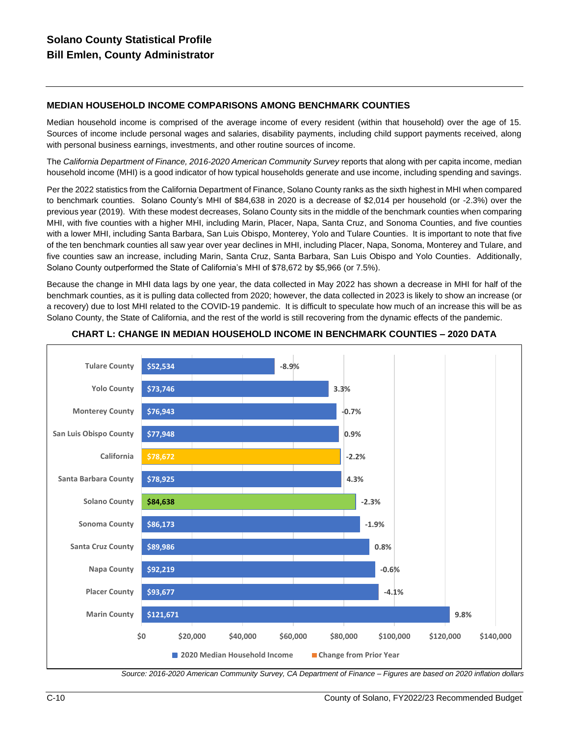## MEDIAN HOUSEHOLD INCOME COMPARISONS AMONG BENCHMARK COUNTIES

Median household income is comprised of the average income of every resident (within that household) over the age of 15. Sources of income include personal wages and salaries, disability payments, including child support payments received, along with personal business earnings, investments, and other routine sources of income.

The *California Department of Finance, 2016-2020 American Community Survey* reports that along with per capita income, median household income (MHI) is a good indicator of how typical households generate and use income, including spending and savings.

Per the 2022 statistics from the California Department of Finance, Solano County ranks as the sixth highest in MHI when compared to benchmark counties. Solano County's MHI of $84,638 in 2020 is a decrease of $2,014 per household (or -2.3%) over the previous year (2019). With these modest decreases, Solano County sits in the middle of the benchmark counties when comparing MHI, with five counties with a higher MHI, including Marin, Placer, Napa, Santa Cruz, and Sonoma Counties, and five counties with a lower MHI, including Santa Barbara, San Luis Obispo, Monterey, Yolo and Tulare Counties. It is important to note that five of the ten benchmark counties all saw year over year declines in MHI, including Placer, Napa, Sonoma, Monterey and Tulare, and five counties saw an increase, including Marin, Santa Cruz, Santa Barbara, San Luis Obispo and Yolo Counties. Additionally, Solano County outperformed the State of California's MHI of $78,672 by $5,966 (or 7.5%).

Because the change in MHI data lags by one year, the data collected in May 2022 has shown a decrease in MHI for half of the benchmark counties, as it is pulling data collected from 2020; however, the data collected in 2023 is likely to show an increase (or a recovery) due to lost MHI related to the COVID-19 pandemic. It is difficult to speculate how much of an increase this will be as Solano County, the State of California, and the rest of the world is still recovering from the dynamic effects of the pandemic.

### CHART L: CHANGE IN MEDIAN HOUSEHOLD INCOME IN BENCHMARK COUNTIES – 2020 DATA

| | 2020 Median Household Income | Change from Prior Year |
|---|---|---|
| Tulare County | $52,534 | -8.9% |
| Yolo County | $73,746 | 3.3% |
| Monterey County | $76,943 | -0.7% |
| San Luis Obispo County | $77,948 | 0.9% |
| California | $78,672 | -2.2% |
| Santa Barbara County | $78,925 | 4.3% |
| Solano County | $84,638 | -2.3% |
| Sonoma County | $86,173 | -1.9% |
| Santa Cruz County | $89,986 | 0.8% |
| Napa County | $92,219 | -0.6% |
| Placer County | $93,677 | -4.1% |
| Marin County | $121,671 | 9.8% |

*Source: 2016-2020 American Community Survey, CA Department of Finance – Figures are based on 2020 inflation dollars*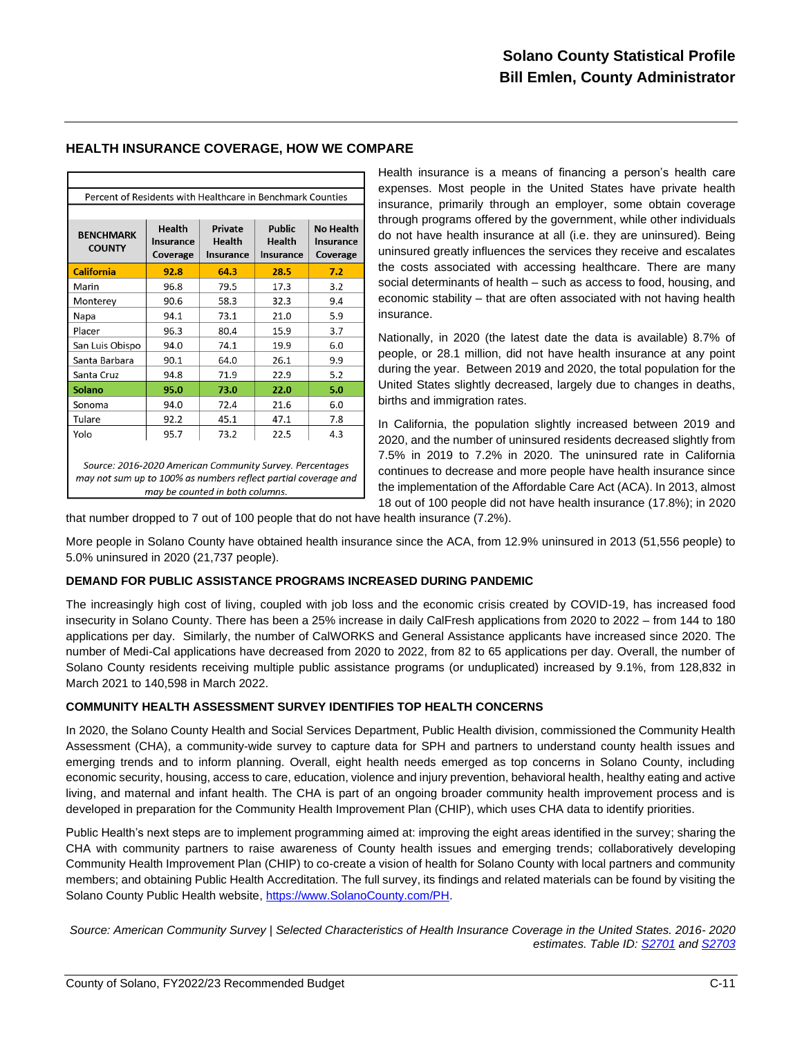## HEALTH INSURANCE COVERAGE, HOW WE COMPARE

Percent of Residents with Healthcare in Benchmark Counties

| BENCHMARK COUNTY | Health Insurance Coverage | Private Health Insurance | Public Health Insurance | No Health Insurance Coverage |
|---|---|---|---|---|
| **California** | **92.8** | **64.3** | **28.5** | **7.2** |
| Marin | 96.8 | 79.5 | 17.3 | 3.2 |
| Monterey | 90.6 | 58.3 | 32.3 | 9.4 |
| Napa | 94.1 | 73.1 | 21.0 | 5.9 |
| Placer | 96.3 | 80.4 | 15.9 | 3.7 |
| San Luis Obispo | 94.0 | 74.1 | 19.9 | 6.0 |
| Santa Barbara | 90.1 | 64.0 | 26.1 | 9.9 |
| Santa Cruz | 94.8 | 71.9 | 22.9 | 5.2 |
| **Solano** | **95.0** | **73.0** | **22.0** | **5.0** |
| Sonoma | 94.0 | 72.4 | 21.6 | 6.0 |
| Tulare | 92.2 | 45.1 | 47.1 | 7.8 |
| Yolo | 95.7 | 73.2 | 22.5 | 4.3 |

*Source: 2016-2020 American Community Survey. Percentages may not sum up to 100% as numbers reflect partial coverage and may be counted in both columns.*

Health insurance is a means of financing a person's health care expenses. Most people in the United States have private health insurance, primarily through an employer, some obtain coverage through programs offered by the government, while other individuals do not have health insurance at all (i.e. they are uninsured). Being uninsured greatly influences the services they receive and escalates the costs associated with accessing healthcare. There are many social determinants of health – such as access to food, housing, and economic stability – that are often associated with not having health insurance.

Nationally, in 2020 (the latest date the data is available) 8.7% of people, or 28.1 million, did not have health insurance at any point during the year. Between 2019 and 2020, the total population for the United States slightly decreased, largely due to changes in deaths, births and immigration rates.

In California, the population slightly increased between 2019 and 2020, and the number of uninsured residents decreased slightly from 7.5% in 2019 to 7.2% in 2020. The uninsured rate in California continues to decrease and more people have health insurance since the implementation of the Affordable Care Act (ACA). In 2013, almost 18 out of 100 people did not have health insurance (17.8%); in 2020 that number dropped to 7 out of 100 people that do not have health insurance (7.2%).

More people in Solano County have obtained health insurance since the ACA, from 12.9% uninsured in 2013 (51,556 people) to 5.0% uninsured in 2020 (21,737 people).

### DEMAND FOR PUBLIC ASSISTANCE PROGRAMS INCREASED DURING PANDEMIC

The increasingly high cost of living, coupled with job loss and the economic crisis created by COVID-19, has increased food insecurity in Solano County. There has been a 25% increase in daily CalFresh applications from 2020 to 2022 – from 144 to 180 applications per day. Similarly, the number of CalWORKS and General Assistance applicants have increased since 2020. The number of Medi-Cal applications have decreased from 2020 to 2022, from 82 to 65 applications per day. Overall, the number of Solano County residents receiving multiple public assistance programs (or unduplicated) increased by 9.1%, from 128,832 in March 2021 to 140,598 in March 2022.

### COMMUNITY HEALTH ASSESSMENT SURVEY IDENTIFIES TOP HEALTH CONCERNS

In 2020, the Solano County Health and Social Services Department, Public Health division, commissioned the Community Health Assessment (CHA), a community-wide survey to capture data for SPH and partners to understand county health issues and emerging trends and to inform planning. Overall, eight health needs emerged as top concerns in Solano County, including economic security, housing, access to care, education, violence and injury prevention, behavioral health, healthy eating and active living, and maternal and infant health. The CHA is part of an ongoing broader community health improvement process and is developed in preparation for the Community Health Improvement Plan (CHIP), which uses CHA data to identify priorities.

Public Health's next steps are to implement programming aimed at: improving the eight areas identified in the survey; sharing the CHA with community partners to raise awareness of County health issues and emerging trends; collaboratively developing Community Health Improvement Plan (CHIP) to co-create a vision of health for Solano County with local partners and community members; and obtaining Public Health Accreditation. The full survey, its findings and related materials can be found by visiting the Solano County Public Health website, https://www.SolanoCounty.com/PH.

*Source: American Community Survey | Selected Characteristics of Health Insurance Coverage in the United States. 2016- 2020 estimates. Table ID: S2701 and S2703*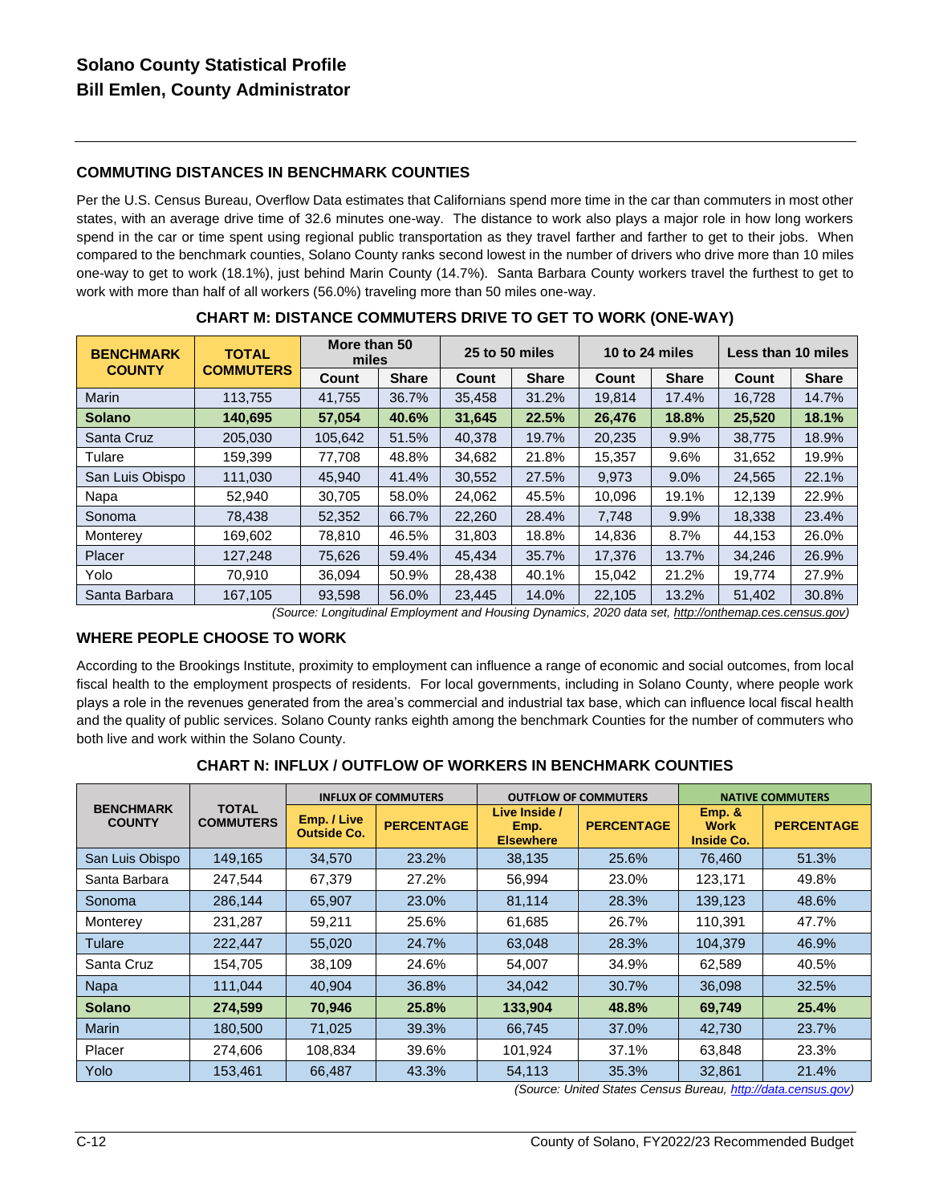## COMMUTING DISTANCES IN BENCHMARK COUNTIES

Per the U.S. Census Bureau, Overflow Data estimates that Californians spend more time in the car than commuters in most other states, with an average drive time of 32.6 minutes one-way. The distance to work also plays a major role in how long workers spend in the car or time spent using regional public transportation as they travel farther and farther to get to their jobs. When compared to the benchmark counties, Solano County ranks second lowest in the number of drivers who drive more than 10 miles one-way to get to work (18.1%), just behind Marin County (14.7%). Santa Barbara County workers travel the furthest to get to work with more than half of all workers (56.0%) traveling more than 50 miles one-way.

### CHART M: DISTANCE COMMUTERS DRIVE TO GET TO WORK (ONE-WAY)

| BENCHMARK COUNTY | TOTAL COMMUTERS | More than 50 miles | | 25 to 50 miles | | 10 to 24 miles | | Less than 10 miles | |
|---|---|---|---|---|---|---|---|---|---|
| | | Count | Share | Count | Share | Count | Share | Count | Share |
| Marin | 113,755 | 41,755 | 36.7% | 35,458 | 31.2% | 19,814 | 17.4% | 16,728 | 14.7% |
| **Solano** | **140,695** | **57,054** | **40.6%** | **31,645** | **22.5%** | **26,476** | **18.8%** | **25,520** | **18.1%** |
| Santa Cruz | 205,030 | 105,642 | 51.5% | 40,378 | 19.7% | 20,235 | 9.9% | 38,775 | 18.9% |
| Tulare | 159,399 | 77,708 | 48.8% | 34,682 | 21.8% | 15,357 | 9.6% | 31,652 | 19.9% |
| San Luis Obispo | 111,030 | 45,940 | 41.4% | 30,552 | 27.5% | 9,973 | 9.0% | 24,565 | 22.1% |
| Napa | 52,940 | 30,705 | 58.0% | 24,062 | 45.5% | 10,096 | 19.1% | 12,139 | 22.9% |
| Sonoma | 78,438 | 52,352 | 66.7% | 22,260 | 28.4% | 7,748 | 9.9% | 18,338 | 23.4% |
| Monterey | 169,602 | 78,810 | 46.5% | 31,803 | 18.8% | 14,836 | 8.7% | 44,153 | 26.0% |
| Placer | 127,248 | 75,626 | 59.4% | 45,434 | 35.7% | 17,376 | 13.7% | 34,246 | 26.9% |
| Yolo | 70,910 | 36,094 | 50.9% | 28,438 | 40.1% | 15,042 | 21.2% | 19,774 | 27.9% |
| Santa Barbara | 167,105 | 93,598 | 56.0% | 23,445 | 14.0% | 22,105 | 13.2% | 51,402 | 30.8% |

*(Source: Longitudinal Employment and Housing Dynamics, 2020 data set, http://onthemap.ces.census.gov)*

## WHERE PEOPLE CHOOSE TO WORK

According to the Brookings Institute, proximity to employment can influence a range of economic and social outcomes, from local fiscal health to the employment prospects of residents. For local governments, including in Solano County, where people work plays a role in the revenues generated from the area's commercial and industrial tax base, which can influence local fiscal health and the quality of public services. Solano County ranks eighth among the benchmark Counties for the number of commuters who both live and work within the Solano County.

### CHART N: INFLUX / OUTFLOW OF WORKERS IN BENCHMARK COUNTIES

| BENCHMARK COUNTY | TOTAL COMMUTERS | INFLUX OF COMMUTERS | | OUTFLOW OF COMMUTERS | | NATIVE COMMUTERS | |
|---|---|---|---|---|---|---|---|
| | | Emp. / Live Outside Co. | PERCENTAGE | Live Inside / Emp. Elsewhere | PERCENTAGE | Emp. & Work Inside Co. | PERCENTAGE |
| San Luis Obispo | 149,165 | 34,570 | 23.2% | 38,135 | 25.6% | 76,460 | 51.3% |
| Santa Barbara | 247,544 | 67,379 | 27.2% | 56,994 | 23.0% | 123,171 | 49.8% |
| Sonoma | 286,144 | 65,907 | 23.0% | 81,114 | 28.3% | 139,123 | 48.6% |
| Monterey | 231,287 | 59,211 | 25.6% | 61,685 | 26.7% | 110,391 | 47.7% |
| Tulare | 222,447 | 55,020 | 24.7% | 63,048 | 28.3% | 104,379 | 46.9% |
| Santa Cruz | 154,705 | 38,109 | 24.6% | 54,007 | 34.9% | 62,589 | 40.5% |
| Napa | 111,044 | 40,904 | 36.8% | 34,042 | 30.7% | 36,098 | 32.5% |
| **Solano** | **274,599** | **70,946** | **25.8%** | **133,904** | **48.8%** | **69,749** | **25.4%** |
| Marin | 180,500 | 71,025 | 39.3% | 66,745 | 37.0% | 42,730 | 23.7% |
| Placer | 274,606 | 108,834 | 39.6% | 101,924 | 37.1% | 63,848 | 23.3% |
| Yolo | 153,461 | 66,487 | 43.3% | 54,113 | 35.3% | 32,861 | 21.4% |

*(Source: United States Census Bureau, http://data.census.gov)*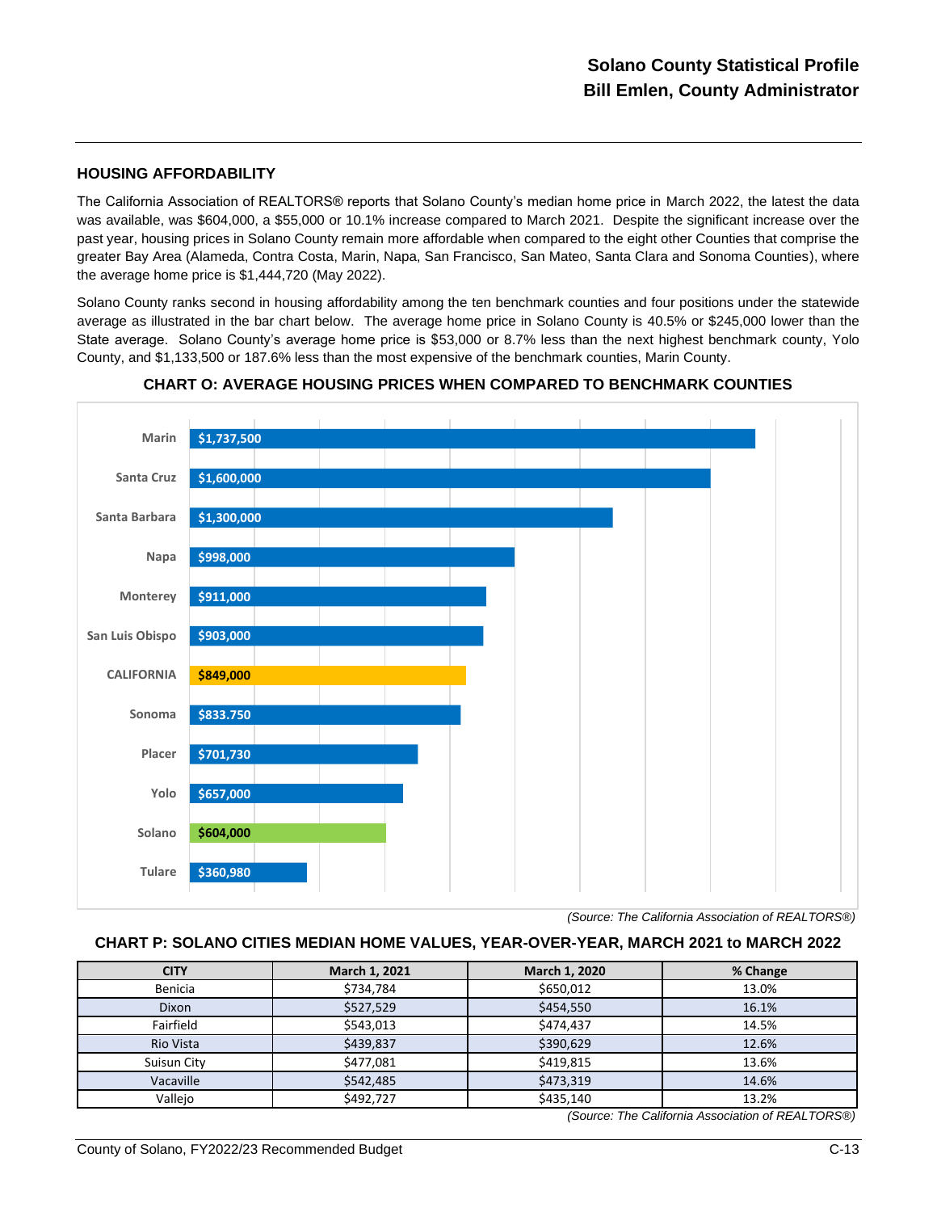## HOUSING AFFORDABILITY

The California Association of REALTORS® reports that Solano County's median home price in March 2022, the latest the data was available, was $604,000, a $55,000 or 10.1% increase compared to March 2021. Despite the significant increase over the past year, housing prices in Solano County remain more affordable when compared to the eight other Counties that comprise the greater Bay Area (Alameda, Contra Costa, Marin, Napa, San Francisco, San Mateo, Santa Clara and Sonoma Counties), where the average home price is $1,444,720 (May 2022).

Solano County ranks second in housing affordability among the ten benchmark counties and four positions under the statewide average as illustrated in the bar chart below. The average home price in Solano County is 40.5% or $245,000 lower than the State average. Solano County's average home price is $53,000 or 8.7% less than the next highest benchmark county, Yolo County, and $1,133,500 or 187.6% less than the most expensive of the benchmark counties, Marin County.

### CHART O: AVERAGE HOUSING PRICES WHEN COMPARED TO BENCHMARK COUNTIES

| County | Average Housing Price |
|---|---|
| Marin | $1,737,500 |
| Santa Cruz | $1,600,000 |
| Santa Barbara | $1,300,000 |
| Napa | $998,000 |
| Monterey | $911,000 |
| San Luis Obispo | $903,000 |
| CALIFORNIA | $849,000 |
| Sonoma | $833.750 |
| Placer | $701,730 |
| Yolo | $657,000 |
| Solano | $604,000 |
| Tulare | $360,980 |

*(Source: The California Association of REALTORS®)*

### CHART P: SOLANO CITIES MEDIAN HOME VALUES, YEAR-OVER-YEAR, MARCH 2021 to MARCH 2022

| CITY | March 1, 2021 | March 1, 2020 | % Change |
|---|---|---|---|
| Benicia | $734,784 | $650,012 | 13.0% |
| Dixon | $527,529 | $454,550 | 16.1% |
| Fairfield | $543,013 | $474,437 | 14.5% |
| Rio Vista | $439,837 | $390,629 | 12.6% |
| Suisun City | $477,081 | $419,815 | 13.6% |
| Vacaville | $542,485 | $473,319 | 14.6% |
| Vallejo | $492,727 | $435,140 | 13.2% |

*(Source: The California Association of REALTORS®)*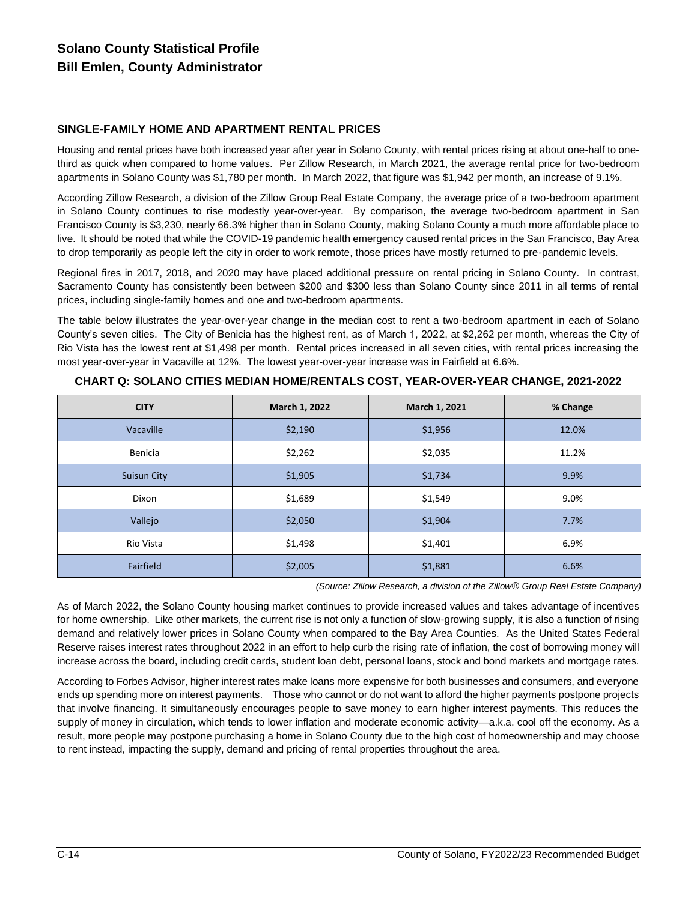## SINGLE-FAMILY HOME AND APARTMENT RENTAL PRICES

Housing and rental prices have both increased year after year in Solano County, with rental prices rising at about one-half to one-third as quick when compared to home values. Per Zillow Research, in March 2021, the average rental price for two-bedroom apartments in Solano County was $1,780 per month. In March 2022, that figure was $1,942 per month, an increase of 9.1%.

According Zillow Research, a division of the Zillow Group Real Estate Company, the average price of a two-bedroom apartment in Solano County continues to rise modestly year-over-year. By comparison, the average two-bedroom apartment in San Francisco County is $3,230, nearly 66.3% higher than in Solano County, making Solano County a much more affordable place to live. It should be noted that while the COVID-19 pandemic health emergency caused rental prices in the San Francisco, Bay Area to drop temporarily as people left the city in order to work remote, those prices have mostly returned to pre-pandemic levels.

Regional fires in 2017, 2018, and 2020 may have placed additional pressure on rental pricing in Solano County. In contrast, Sacramento County has consistently been between $200 and $300 less than Solano County since 2011 in all terms of rental prices, including single-family homes and one and two-bedroom apartments.

The table below illustrates the year-over-year change in the median cost to rent a two-bedroom apartment in each of Solano County's seven cities. The City of Benicia has the highest rent, as of March 1, 2022, at $2,262 per month, whereas the City of Rio Vista has the lowest rent at $1,498 per month. Rental prices increased in all seven cities, with rental prices increasing the most year-over-year in Vacaville at 12%. The lowest year-over-year increase was in Fairfield at 6.6%.

**CHART Q: SOLANO CITIES MEDIAN HOME/RENTALS COST, YEAR-OVER-YEAR CHANGE, 2021-2022**

| CITY | March 1, 2022 | March 1, 2021 | % Change |
|---|---|---|---|
| Vacaville | $2,190 | $1,956 | 12.0% |
| Benicia | $2,262 | $2,035 | 11.2% |
| Suisun City | $1,905 | $1,734 | 9.9% |
| Dixon | $1,689 | $1,549 | 9.0% |
| Vallejo | $2,050 | $1,904 | 7.7% |
| Rio Vista | $1,498 | $1,401 | 6.9% |
| Fairfield | $2,005 | $1,881 | 6.6% |

*(Source: Zillow Research, a division of the Zillow® Group Real Estate Company)*

As of March 2022, the Solano County housing market continues to provide increased values and takes advantage of incentives for home ownership. Like other markets, the current rise is not only a function of slow-growing supply, it is also a function of rising demand and relatively lower prices in Solano County when compared to the Bay Area Counties. As the United States Federal Reserve raises interest rates throughout 2022 in an effort to help curb the rising rate of inflation, the cost of borrowing money will increase across the board, including credit cards, student loan debt, personal loans, stock and bond markets and mortgage rates.

According to Forbes Advisor, higher interest rates make loans more expensive for both businesses and consumers, and everyone ends up spending more on interest payments. Those who cannot or do not want to afford the higher payments postpone projects that involve financing. It simultaneously encourages people to save money to earn higher interest payments. This reduces the supply of money in circulation, which tends to lower inflation and moderate economic activity—a.k.a. cool off the economy. As a result, more people may postpone purchasing a home in Solano County due to the high cost of homeownership and may choose to rent instead, impacting the supply, demand and pricing of rental properties throughout the area.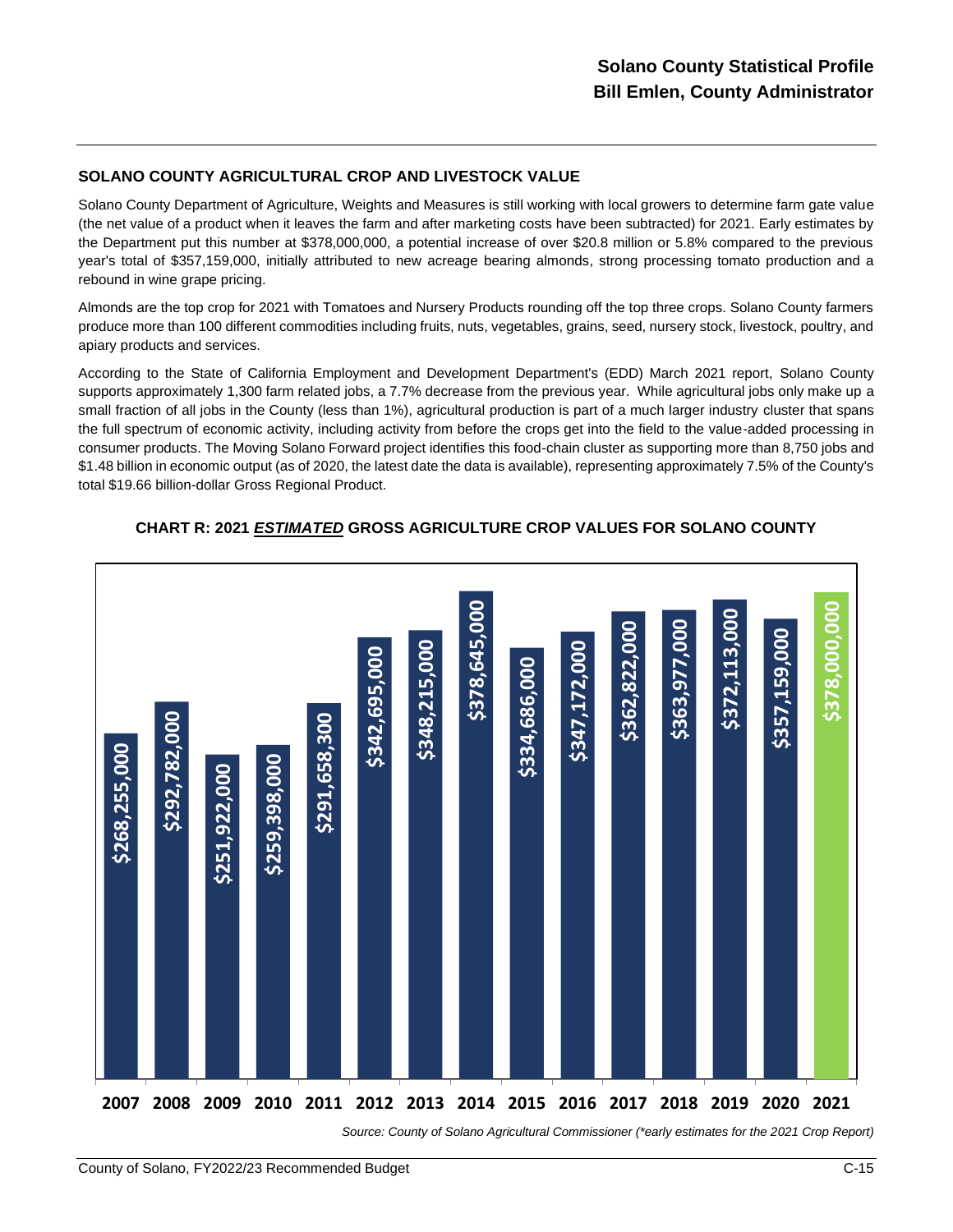## SOLANO COUNTY AGRICULTURAL CROP AND LIVESTOCK VALUE

Solano County Department of Agriculture, Weights and Measures is still working with local growers to determine farm gate value (the net value of a product when it leaves the farm and after marketing costs have been subtracted) for 2021. Early estimates by the Department put this number at $378,000,000, a potential increase of over $20.8 million or 5.8% compared to the previous year's total of $357,159,000, initially attributed to new acreage bearing almonds, strong processing tomato production and a rebound in wine grape pricing.

Almonds are the top crop for 2021 with Tomatoes and Nursery Products rounding off the top three crops. Solano County farmers produce more than 100 different commodities including fruits, nuts, vegetables, grains, seed, nursery stock, livestock, poultry, and apiary products and services.

According to the State of California Employment and Development Department's (EDD) March 2021 report, Solano County supports approximately 1,300 farm related jobs, a 7.7% decrease from the previous year. While agricultural jobs only make up a small fraction of all jobs in the County (less than 1%), agricultural production is part of a much larger industry cluster that spans the full spectrum of economic activity, including activity from before the crops get into the field to the value-added processing in consumer products. The Moving Solano Forward project identifies this food-chain cluster as supporting more than 8,750 jobs and $1.48 billion in economic output (as of 2020, the latest date the data is available), representing approximately 7.5% of the County's total $19.66 billion-dollar Gross Regional Product.

### CHART R: 2021 *ESTIMATED* GROSS AGRICULTURE CROP VALUES FOR SOLANO COUNTY

| Year | Value |
|---|---|
| 2007 | $268,255,000 |
| 2008 | $292,782,000 |
| 2009 | $251,922,000 |
| 2010 | $259,398,000 |
| 2011 | $291,658,300 |
| 2012 | $342,695,000 |
| 2013 | $348,215,000 |
| 2014 | $378,645,000 |
| 2015 | $334,686,000 |
| 2016 | $347,172,000 |
| 2017 | $362,822,000 |
| 2018 | $363,977,000 |
| 2019 | $372,113,000 |
| 2020 | $357,159,000 |
| 2021 | $378,000,000 |

*Source: County of Solano Agricultural Commissioner (\*early estimates for the 2021 Crop Report)*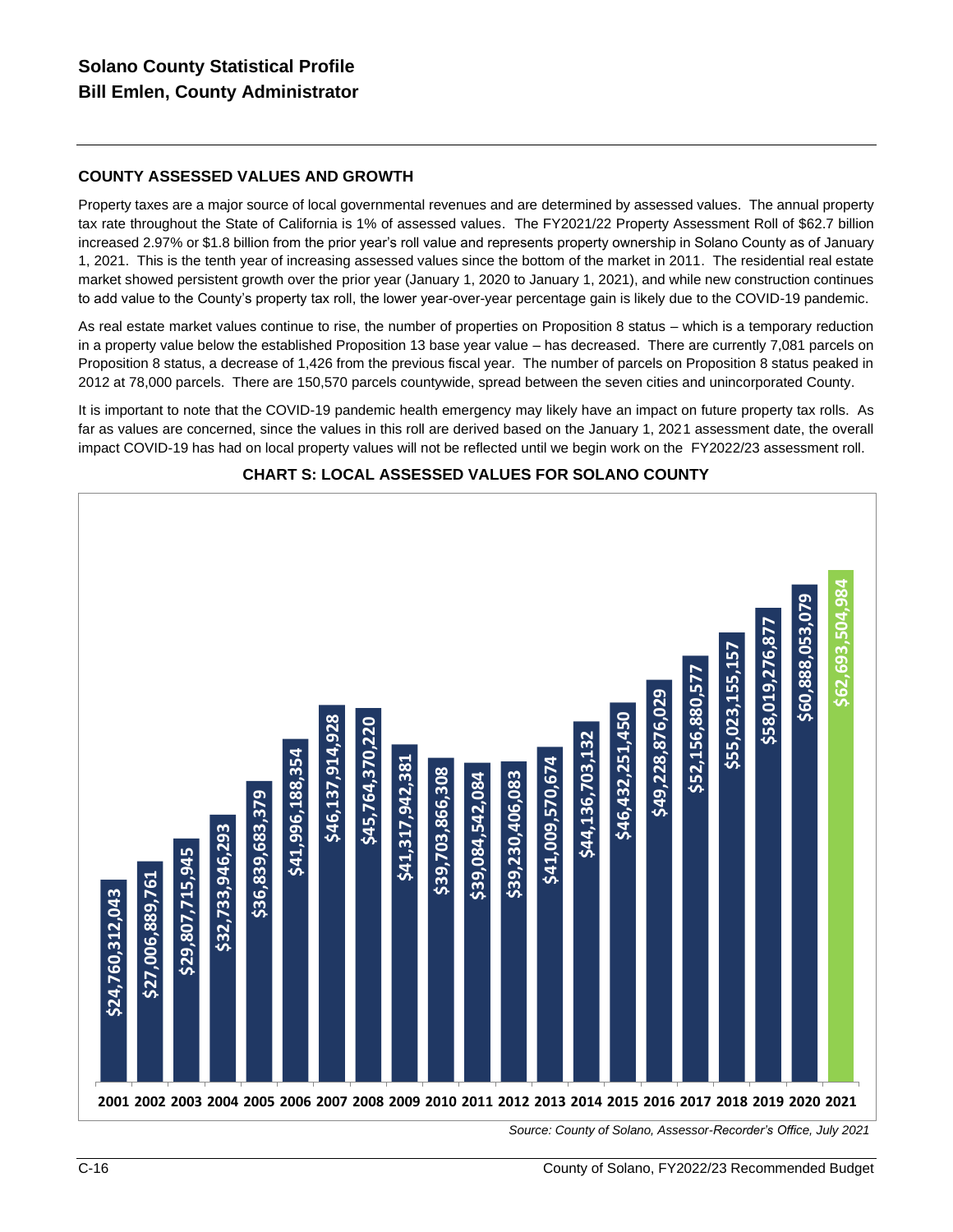# Solano County Statistical Profile
# Bill Emlen, County Administrator

## COUNTY ASSESSED VALUES AND GROWTH

Property taxes are a major source of local governmental revenues and are determined by assessed values. The annual property tax rate throughout the State of California is 1% of assessed values. The FY2021/22 Property Assessment Roll of $62.7 billion increased 2.97% or $1.8 billion from the prior year's roll value and represents property ownership in Solano County as of January 1, 2021. This is the tenth year of increasing assessed values since the bottom of the market in 2011. The residential real estate market showed persistent growth over the prior year (January 1, 2020 to January 1, 2021), and while new construction continues to add value to the County's property tax roll, the lower year-over-year percentage gain is likely due to the COVID-19 pandemic.

As real estate market values continue to rise, the number of properties on Proposition 8 status – which is a temporary reduction in a property value below the established Proposition 13 base year value – has decreased. There are currently 7,081 parcels on Proposition 8 status, a decrease of 1,426 from the previous fiscal year. The number of parcels on Proposition 8 status peaked in 2012 at 78,000 parcels. There are 150,570 parcels countywide, spread between the seven cities and unincorporated County.

It is important to note that the COVID-19 pandemic health emergency may likely have an impact on future property tax rolls. As far as values are concerned, since the values in this roll are derived based on the January 1, 2021 assessment date, the overall impact COVID-19 has had on local property values will not be reflected until we begin work on the FY2022/23 assessment roll.

### CHART S: LOCAL ASSESSED VALUES FOR SOLANO COUNTY

| Year | Assessed Value |
|---|---|
| 2001 | $24,760,312,043 |
| 2002 | $27,006,889,761 |
| 2003 | $29,807,715,945 |
| 2004 | $32,733,946,293 |
| 2005 | $36,839,683,379 |
| 2006 | $41,996,188,354 |
| 2007 | $46,137,914,928 |
| 2008 | $45,764,370,220 |
| 2009 | $41,317,942,381 |
| 2010 | $39,703,866,308 |
| 2011 | $39,084,542,084 |
| 2012 | $39,230,406,083 |
| 2013 | $41,009,570,674 |
| 2014 | $44,136,703,132 |
| 2015 | $46,432,251,450 |
| 2016 | $49,228,876,029 |
| 2017 | $52,156,880,577 |
| 2018 | $55,023,155,157 |
| 2019 | $58,019,276,877 |
| 2020 | $60,888,053,079 |
| 2021 | $62,693,504,984 |

*Source: County of Solano, Assessor-Recorder's Office, July 2021*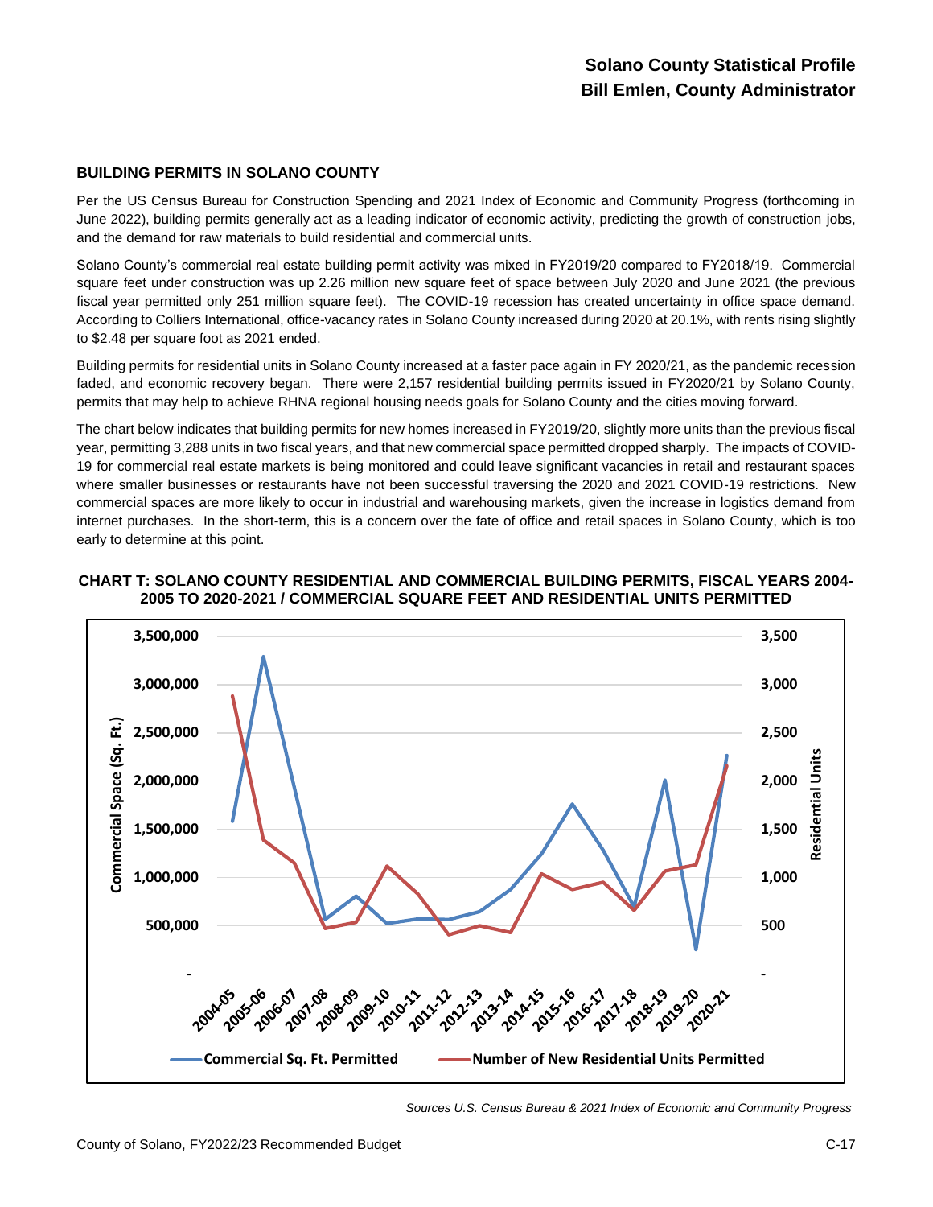## BUILDING PERMITS IN SOLANO COUNTY

Per the US Census Bureau for Construction Spending and 2021 Index of Economic and Community Progress (forthcoming in June 2022), building permits generally act as a leading indicator of economic activity, predicting the growth of construction jobs, and the demand for raw materials to build residential and commercial units.

Solano County's commercial real estate building permit activity was mixed in FY2019/20 compared to FY2018/19. Commercial square feet under construction was up 2.26 million new square feet of space between July 2020 and June 2021 (the previous fiscal year permitted only 251 million square feet). The COVID-19 recession has created uncertainty in office space demand. According to Colliers International, office-vacancy rates in Solano County increased during 2020 at 20.1%, with rents rising slightly to $2.48 per square foot as 2021 ended.

Building permits for residential units in Solano County increased at a faster pace again in FY 2020/21, as the pandemic recession faded, and economic recovery began. There were 2,157 residential building permits issued in FY2020/21 by Solano County, permits that may help to achieve RHNA regional housing needs goals for Solano County and the cities moving forward.

The chart below indicates that building permits for new homes increased in FY2019/20, slightly more units than the previous fiscal year, permitting 3,288 units in two fiscal years, and that new commercial space permitted dropped sharply. The impacts of COVID-19 for commercial real estate markets is being monitored and could leave significant vacancies in retail and restaurant spaces where smaller businesses or restaurants have not been successful traversing the 2020 and 2021 COVID-19 restrictions. New commercial spaces are more likely to occur in industrial and warehousing markets, given the increase in logistics demand from internet purchases. In the short-term, this is a concern over the fate of office and retail spaces in Solano County, which is too early to determine at this point.

**CHART T: SOLANO COUNTY RESIDENTIAL AND COMMERCIAL BUILDING PERMITS, FISCAL YEARS 2004-2005 TO 2020-2021 / COMMERCIAL SQUARE FEET AND RESIDENTIAL UNITS PERMITTED**

*Sources U.S. Census Bureau & 2021 Index of Economic and Community Progress*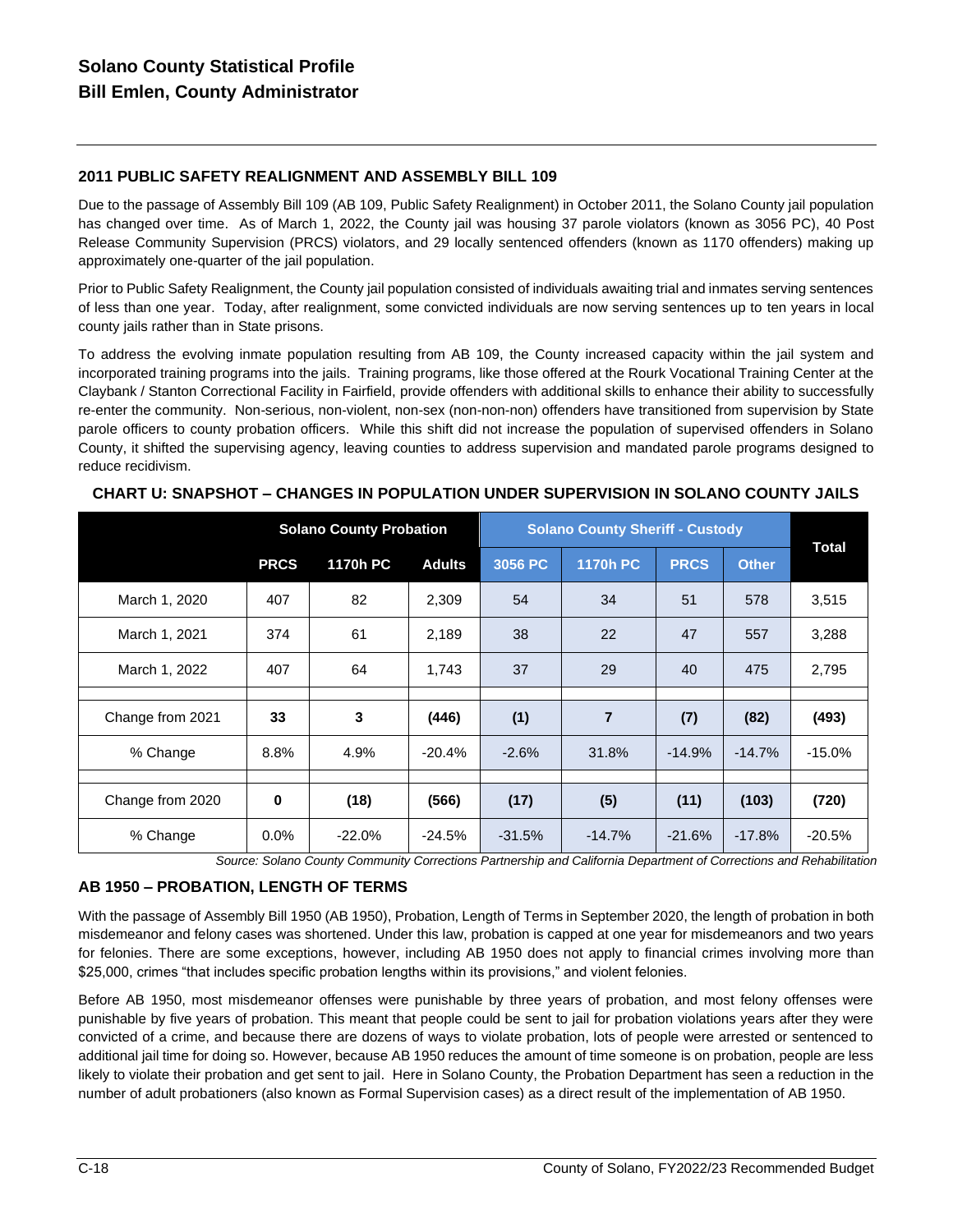# Solano County Statistical Profile
# Bill Emlen, County Administrator

## 2011 PUBLIC SAFETY REALIGNMENT AND ASSEMBLY BILL 109

Due to the passage of Assembly Bill 109 (AB 109, Public Safety Realignment) in October 2011, the Solano County jail population has changed over time. As of March 1, 2022, the County jail was housing 37 parole violators (known as 3056 PC), 40 Post Release Community Supervision (PRCS) violators, and 29 locally sentenced offenders (known as 1170 offenders) making up approximately one-quarter of the jail population.

Prior to Public Safety Realignment, the County jail population consisted of individuals awaiting trial and inmates serving sentences of less than one year. Today, after realignment, some convicted individuals are now serving sentences up to ten years in local county jails rather than in State prisons.

To address the evolving inmate population resulting from AB 109, the County increased capacity within the jail system and incorporated training programs into the jails. Training programs, like those offered at the Rourk Vocational Training Center at the Claybank / Stanton Correctional Facility in Fairfield, provide offenders with additional skills to enhance their ability to successfully re-enter the community. Non-serious, non-violent, non-sex (non-non-non) offenders have transitioned from supervision by State parole officers to county probation officers. While this shift did not increase the population of supervised offenders in Solano County, it shifted the supervising agency, leaving counties to address supervision and mandated parole programs designed to reduce recidivism.

**CHART U: SNAPSHOT – CHANGES IN POPULATION UNDER SUPERVISION IN SOLANO COUNTY JAILS**

| | Solano County Probation | | | Solano County Sheriff - Custody | | | | Total |
|---|---|---|---|---|---|---|---|---|
| | PRCS | 1170h PC | Adults | 3056 PC | 1170h PC | PRCS | Other | |
| March 1, 2020 | 407 | 82 | 2,309 | 54 | 34 | 51 | 578 | 3,515 |
| March 1, 2021 | 374 | 61 | 2,189 | 38 | 22 | 47 | 557 | 3,288 |
| March 1, 2022 | 407 | 64 | 1,743 | 37 | 29 | 40 | 475 | 2,795 |
| Change from 2021 | **33** | **3** | **(446)** | **(1)** | **7** | **(7)** | **(82)** | **(493)** |
| % Change | 8.8% | 4.9% | -20.4% | -2.6% | 31.8% | -14.9% | -14.7% | -15.0% |
| Change from 2020 | **0** | **(18)** | **(566)** | **(17)** | **(5)** | **(11)** | **(103)** | **(720)** |
| % Change | 0.0% | -22.0% | -24.5% | -31.5% | -14.7% | -21.6% | -17.8% | -20.5% |

*Source: Solano County Community Corrections Partnership and California Department of Corrections and Rehabilitation*

## AB 1950 – PROBATION, LENGTH OF TERMS

With the passage of Assembly Bill 1950 (AB 1950), Probation, Length of Terms in September 2020, the length of probation in both misdemeanor and felony cases was shortened. Under this law, probation is capped at one year for misdemeanors and two years for felonies. There are some exceptions, however, including AB 1950 does not apply to financial crimes involving more than $25,000, crimes "that includes specific probation lengths within its provisions," and violent felonies.

Before AB 1950, most misdemeanor offenses were punishable by three years of probation, and most felony offenses were punishable by five years of probation. This meant that people could be sent to jail for probation violations years after they were convicted of a crime, and because there are dozens of ways to violate probation, lots of people were arrested or sentenced to additional jail time for doing so. However, because AB 1950 reduces the amount of time someone is on probation, people are less likely to violate their probation and get sent to jail. Here in Solano County, the Probation Department has seen a reduction in the number of adult probationers (also known as Formal Supervision cases) as a direct result of the implementation of AB 1950.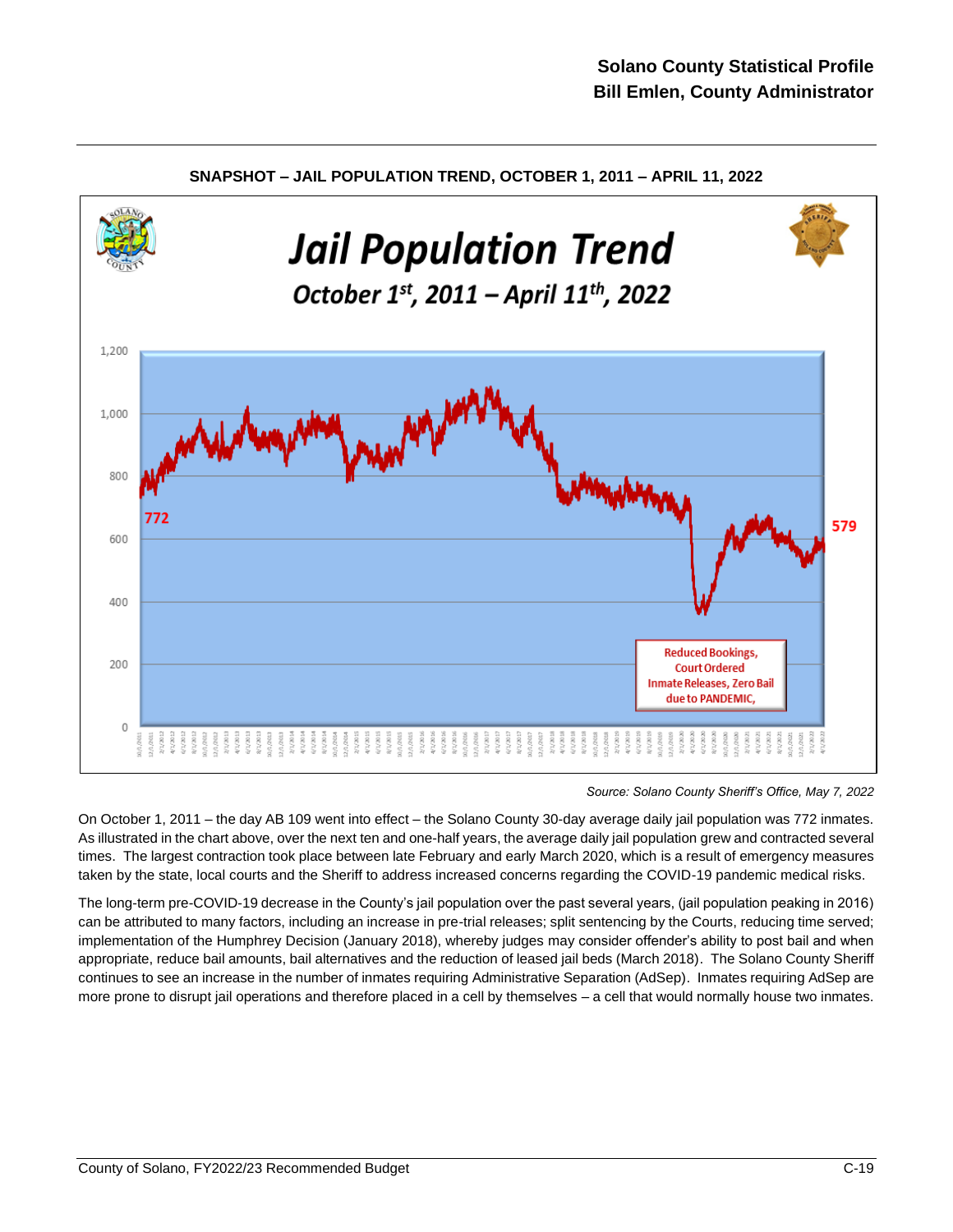## SNAPSHOT – JAIL POPULATION TREND, OCTOBER 1, 2011 – APRIL 11, 2022

*Source: Solano County Sheriff's Office, May 7, 2022*

On October 1, 2011 – the day AB 109 went into effect – the Solano County 30-day average daily jail population was 772 inmates. As illustrated in the chart above, over the next ten and one-half years, the average daily jail population grew and contracted several times. The largest contraction took place between late February and early March 2020, which is a result of emergency measures taken by the state, local courts and the Sheriff to address increased concerns regarding the COVID-19 pandemic medical risks.

The long-term pre-COVID-19 decrease in the County's jail population over the past several years, (jail population peaking in 2016) can be attributed to many factors, including an increase in pre-trial releases; split sentencing by the Courts, reducing time served; implementation of the Humphrey Decision (January 2018), whereby judges may consider offender's ability to post bail and when appropriate, reduce bail amounts, bail alternatives and the reduction of leased jail beds (March 2018). The Solano County Sheriff continues to see an increase in the number of inmates requiring Administrative Separation (AdSep). Inmates requiring AdSep are more prone to disrupt jail operations and therefore placed in a cell by themselves – a cell that would normally house two inmates.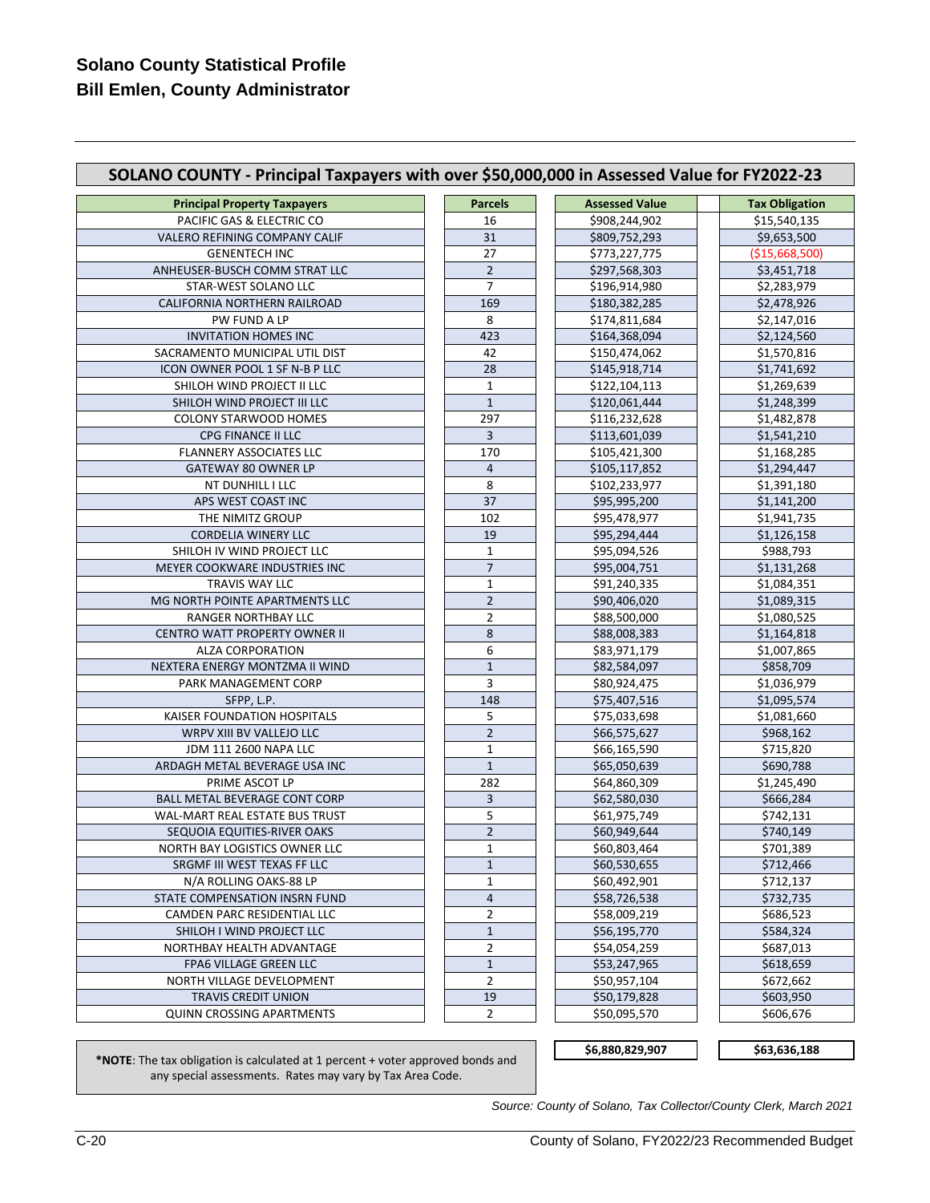# Solano County Statistical Profile
# Bill Emlen, County Administrator

## SOLANO COUNTY - Principal Taxpayers with over $50,000,000 in Assessed Value for FY2022-23

| Principal Property Taxpayers | Parcels | Assessed Value | Tax Obligation |
|---|---|---|---|
| PACIFIC GAS & ELECTRIC CO | 16 | $908,244,902 | $15,540,135 |
| VALERO REFINING COMPANY CALIF | 31 | $809,752,293 | $9,653,500 |
| GENENTECH INC | 27 | $773,227,775 | ($15,668,500) |
| ANHEUSER-BUSCH COMM STRAT LLC | 2 | $297,568,303 | $3,451,718 |
| STAR-WEST SOLANO LLC | 7 | $196,914,980 | $2,283,979 |
| CALIFORNIA NORTHERN RAILROAD | 169 | $180,382,285 | $2,478,926 |
| PW FUND A LP | 8 | $174,811,684 | $2,147,016 |
| INVITATION HOMES INC | 423 | $164,368,094 | $2,124,560 |
| SACRAMENTO MUNICIPAL UTIL DIST | 42 | $150,474,062 | $1,570,816 |
| ICON OWNER POOL 1 SF N-B P LLC | 28 | $145,918,714 | $1,741,692 |
| SHILOH WIND PROJECT II LLC | 1 | $122,104,113 | $1,269,639 |
| SHILOH WIND PROJECT III LLC | 1 | $120,061,444 | $1,248,399 |
| COLONY STARWOOD HOMES | 297 | $116,232,628 | $1,482,878 |
| CPG FINANCE II LLC | 3 | $113,601,039 | $1,541,210 |
| FLANNERY ASSOCIATES LLC | 170 | $105,421,300 | $1,168,285 |
| GATEWAY 80 OWNER LP | 4 | $105,117,852 | $1,294,447 |
| NT DUNHILL I LLC | 8 | $102,233,977 | $1,391,180 |
| APS WEST COAST INC | 37 | $95,995,200 | $1,141,200 |
| THE NIMITZ GROUP | 102 | $95,478,977 | $1,941,735 |
| CORDELIA WINERY LLC | 19 | $95,294,444 | $1,126,158 |
| SHILOH IV WIND PROJECT LLC | 1 | $95,094,526 | $988,793 |
| MEYER COOKWARE INDUSTRIES INC | 7 | $95,004,751 | $1,131,268 |
| TRAVIS WAY LLC | 1 | $91,240,335 | $1,084,351 |
| MG NORTH POINTE APARTMENTS LLC | 2 | $90,406,020 | $1,089,315 |
| RANGER NORTHBAY LLC | 2 | $88,500,000 | $1,080,525 |
| CENTRO WATT PROPERTY OWNER II | 8 | $88,008,383 | $1,164,818 |
| ALZA CORPORATION | 6 | $83,971,179 | $1,007,865 |
| NEXTERA ENERGY MONTZMA II WIND | 1 | $82,584,097 | $858,709 |
| PARK MANAGEMENT CORP | 3 | $80,924,475 | $1,036,979 |
| SFPP, L.P. | 148 | $75,407,516 | $1,095,574 |
| KAISER FOUNDATION HOSPITALS | 5 | $75,033,698 | $1,081,660 |
| WRPV XIII BV VALLEJO LLC | 2 | $66,575,627 | $968,162 |
| JDM 111 2600 NAPA LLC | 1 | $66,165,590 | $715,820 |
| ARDAGH METAL BEVERAGE USA INC | 1 | $65,050,639 | $690,788 |
| PRIME ASCOT LP | 282 | $64,860,309 | $1,245,490 |
| BALL METAL BEVERAGE CONT CORP | 3 | $62,580,030 | $666,284 |
| WAL-MART REAL ESTATE BUS TRUST | 5 | $61,975,749 | $742,131 |
| SEQUOIA EQUITIES-RIVER OAKS | 2 | $60,949,644 | $740,149 |
| NORTH BAY LOGISTICS OWNER LLC | 1 | $60,803,464 | $701,389 |
| SRGMF III WEST TEXAS FF LLC | 1 | $60,530,655 | $712,466 |
| N/A ROLLING OAKS-88 LP | 1 | $60,492,901 | $712,137 |
| STATE COMPENSATION INSRN FUND | 4 | $58,726,538 | $732,735 |
| CAMDEN PARC RESIDENTIAL LLC | 2 | $58,009,219 | $686,523 |
| SHILOH I WIND PROJECT LLC | 1 | $56,195,770 | $584,324 |
| NORTHBAY HEALTH ADVANTAGE | 2 | $54,054,259 | $687,013 |
| FPA6 VILLAGE GREEN LLC | 1 | $53,247,965 | $618,659 |
| NORTH VILLAGE DEVELOPMENT | 2 | $50,957,104 | $672,662 |
| TRAVIS CREDIT UNION | 19 | $50,179,828 | $603,950 |
| QUINN CROSSING APARTMENTS | 2 | $50,095,570 | $606,676 |
| | | **$6,880,829,907** | **$63,636,188** |

***NOTE**: The tax obligation is calculated at 1 percent + voter approved bonds and any special assessments. Rates may vary by Tax Area Code.

*Source: County of Solano, Tax Collector/County Clerk, March 2021*